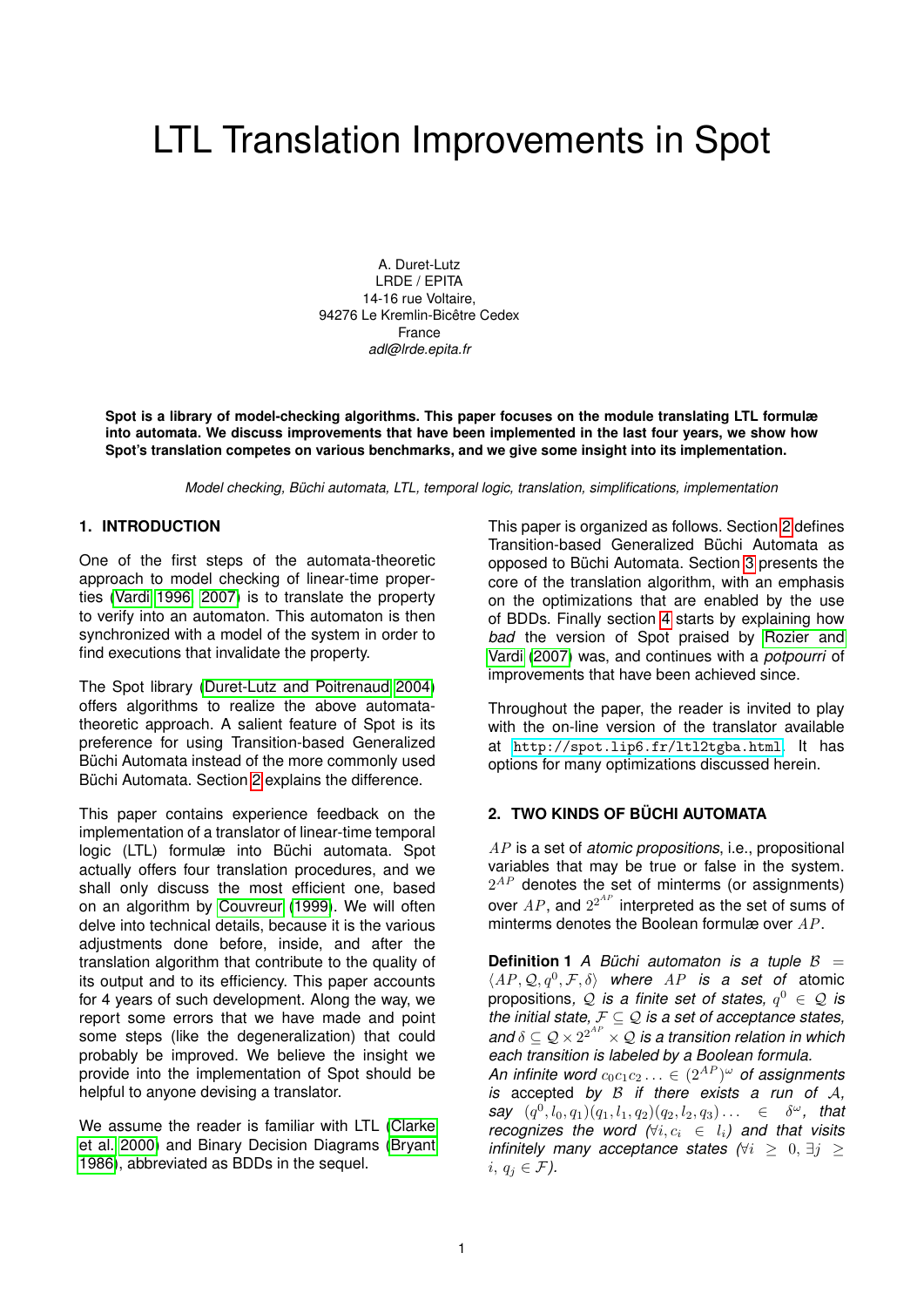# LTL Translation Improvements in Spot

A. Duret-Lutz
LRDE / EPITA
14-16 rue Voltaire,
94276 Le Kremlin-Bicêtre Cedex
France
*adl@lrde.epita.fr*

**Spot is a library of model-checking algorithms. This paper focuses on the module translating LTL formulæ into automata. We discuss improvements that have been implemented in the last four years, we show how Spot's translation competes on various benchmarks, and we give some insight into its implementation.**

*Model checking, Büchi automata, LTL, temporal logic, translation, simplifications, implementation*

## 1. INTRODUCTION

One of the first steps of the automata-theoretic approach to model checking of linear-time properties (Vardi 1996, 2007) is to translate the property to verify into an automaton. This automaton is then synchronized with a model of the system in order to find executions that invalidate the property.

The Spot library (Duret-Lutz and Poitrenaud 2004) offers algorithms to realize the above automata-theoretic approach. A salient feature of Spot is its preference for using Transition-based Generalized Büchi Automata instead of the more commonly used Büchi Automata. Section 2 explains the difference.

This paper contains experience feedback on the implementation of a translator of linear-time temporal logic (LTL) formulæ into Büchi automata. Spot actually offers four translation procedures, and we shall only discuss the most efficient one, based on an algorithm by Couvreur (1999). We will often delve into technical details, because it is the various adjustments done before, inside, and after the translation algorithm that contribute to the quality of its output and to its efficiency. This paper accounts for 4 years of such development. Along the way, we report some errors that we have made and point some steps (like the degeneralization) that could probably be improved. We believe the insight we provide into the implementation of Spot should be helpful to anyone devising a translator.

We assume the reader is familiar with LTL (Clarke et al. 2000) and Binary Decision Diagrams (Bryant 1986), abbreviated as BDDs in the sequel.

This paper is organized as follows. Section 2 defines Transition-based Generalized Büchi Automata as opposed to Büchi Automata. Section 3 presents the core of the translation algorithm, with an emphasis on the optimizations that are enabled by the use of BDDs. Finally section 4 starts by explaining how *bad* the version of Spot praised by Rozier and Vardi (2007) was, and continues with a *potpourri* of improvements that have been achieved since.

Throughout the paper, the reader is invited to play with the on-line version of the translator available at http://spot.lip6.fr/ltl2tgba.html. It has options for many optimizations discussed herein.

## 2. TWO KINDS OF BÜCHI AUTOMATA

$AP$ is a set of *atomic propositions*, i.e., propositional variables that may be true or false in the system. $2^{AP}$ denotes the set of minterms (or assignments) over $AP$, and $2^{2^{AP}}$ interpreted as the set of sums of minterms denotes the Boolean formulæ over $AP$.

**Definition 1** *A Büchi automaton is a tuple* $\mathcal{B} = \langle AP, \mathcal{Q}, q^0, \mathcal{F}, \delta \rangle$ *where* $AP$ *is a set of* atomic propositions*,* $\mathcal{Q}$ *is a finite set of states,* $q^0 \in \mathcal{Q}$ *is the initial state,* $\mathcal{F} \subseteq \mathcal{Q}$ *is a set of acceptance states, and* $\delta \subseteq \mathcal{Q} \times 2^{2^{AP}} \times \mathcal{Q}$ *is a transition relation in which each transition is labeled by a Boolean formula.*
*An infinite word* $c_0c_1c_2\ldots \in (2^{AP})^\omega$ *of assignments is* accepted *by* $\mathcal{B}$ *if there exists a run of* $\mathcal{A}$*, say* $(q^0, l_0, q_1)(q_1, l_1, q_2)(q_2, l_2, q_3)\ldots \in \delta^\omega$*, that recognizes the word (*$\forall i, c_i \in l_i$*) and that visits infinitely many acceptance states (*$\forall i \geq 0, \exists j \geq i, q_j \in \mathcal{F}$*).*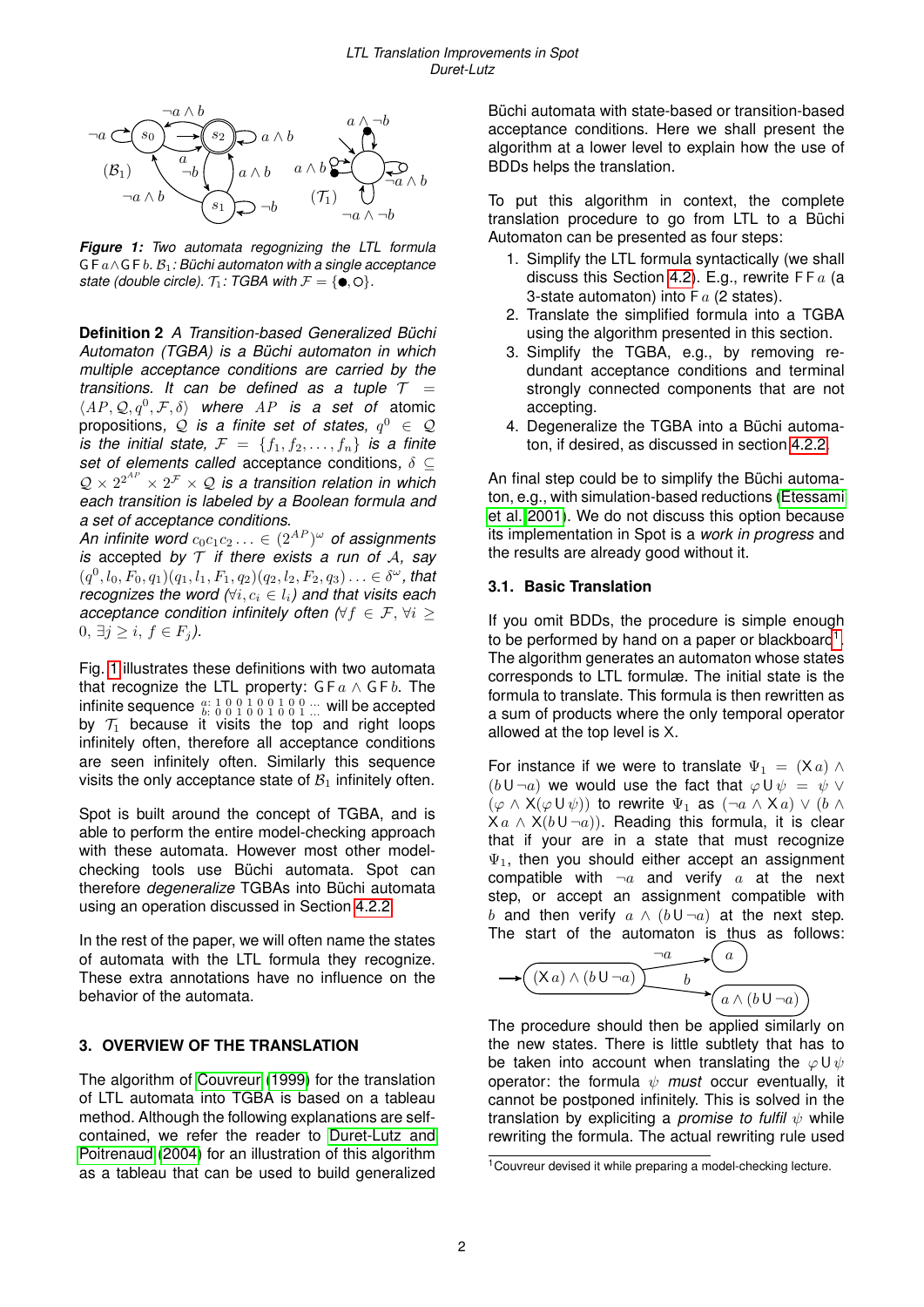**Figure 1:** *Two automata regognizing the LTL formula* $\mathsf{G}\,\mathsf{F}\,a \wedge \mathsf{G}\,\mathsf{F}\,b$*.* $\mathcal{B}_1$*: Büchi automaton with a single acceptance state (double circle).* $\mathcal{T}_1$*: TGBA with* $\mathcal{F} = \{\bullet, \circ\}$*.*

**Definition 2** *A Transition-based Generalized Büchi Automaton (TGBA) is a Büchi automaton in which multiple acceptance conditions are carried by the transitions. It can be defined as a tuple* $\mathcal{T} = \langle AP, \mathcal{Q}, q^0, \mathcal{F}, \delta\rangle$ *where* $AP$ *is a set of atomic propositions,* $\mathcal{Q}$ *is a finite set of states,* $q^0 \in \mathcal{Q}$ *is the initial state,* $\mathcal{F} = \{f_1, f_2, \ldots, f_n\}$ *is a finite set of elements called* acceptance conditions*,* $\delta \subseteq \mathcal{Q} \times 2^{2^{AP}} \times 2^{\mathcal{F}} \times \mathcal{Q}$ *is a transition relation in which each transition is labeled by a Boolean formula and a set of acceptance conditions.*
*An infinite word* $c_0c_1c_2\ldots \in (2^{AP})^\omega$ *of assignments is* accepted *by* $\mathcal{T}$ *if there exists a run of* $\mathcal{A}$*, say* $(q^0, l_0, F_0, q_1)(q_1, l_1, F_1, q_2)(q_2, l_2, F_2, q_3)\ldots \in \delta^\omega$*, that recognizes the word* ($\forall i, c_i \in l_i$) *and that visits each acceptance condition infinitely often* ($\forall f \in \mathcal{F}, \forall i \geq 0, \exists j \geq i, f \in F_j$)*.*

Fig. 1 illustrates these definitions with two automata that recognize the LTL property: $\mathsf{G}\,\mathsf{F}\,a \wedge \mathsf{G}\,\mathsf{F}\,b$. The infinite sequence $\begin{smallmatrix} a\colon 1\,0\,0\,1\,0\,0\,1\,0\,0\,\ldots \\ b\colon 0\,0\,1\,0\,0\,1\,0\,0\,1\,\ldots \end{smallmatrix}$ will be accepted by $\mathcal{T}_1$ because it visits the top and right loops infinitely often, therefore all acceptance conditions are seen infinitely often. Similarly this sequence visits the only acceptance state of $\mathcal{B}_1$ infinitely often.

Spot is built around the concept of TGBA, and is able to perform the entire model-checking approach with these automata. However most other model-checking tools use Büchi automata. Spot can therefore *degeneralize* TGBAs into Büchi automata using an operation discussed in Section 4.2.2.

In the rest of the paper, we will often name the states of automata with the LTL formula they recognize. These extra annotations have no influence on the behavior of the automata.

## 3. OVERVIEW OF THE TRANSLATION

The algorithm of Couvreur (1999) for the translation of LTL automata into TGBA is based on a tableau method. Although the following explanations are self-contained, we refer the reader to Duret-Lutz and Poitrenaud (2004) for an illustration of this algorithm as a tableau that can be used to build generalized Büchi automata with state-based or transition-based acceptance conditions. Here we shall present the algorithm at a lower level to explain how the use of BDDs helps the translation.

To put this algorithm in context, the complete translation procedure to go from LTL to a Büchi Automaton can be presented as four steps:

1. Simplify the LTL formula syntactically (we shall discuss this Section 4.2). E.g., rewrite $\mathsf{F}\,\mathsf{F}\,a$ (a 3-state automaton) into $\mathsf{F}\,a$ (2 states).
2. Translate the simplified formula into a TGBA using the algorithm presented in this section.
3. Simplify the TGBA, e.g., by removing redundant acceptance conditions and terminal strongly connected components that are not accepting.
4. Degeneralize the TGBA into a Büchi automaton, if desired, as discussed in section 4.2.2.

An final step could be to simplify the Büchi automaton, e.g., with simulation-based reductions (Etessami et al. 2001). We do not discuss this option because its implementation in Spot is a *work in progress* and the results are already good without it.

### 3.1. Basic Translation

If you omit BDDs, the procedure is simple enough to be performed by hand on a paper or blackboard[1]. The algorithm generates an automaton whose states corresponds to LTL formulæ. The initial state is the formula to translate. This formula is then rewritten as a sum of products where the only temporal operator allowed at the top level is X.

For instance if we were to translate $\Psi_1 = (\mathsf{X}\,a) \wedge (b\,\mathsf{U}\,\neg a)$ we would use the fact that $\varphi\,\mathsf{U}\,\psi = \psi \vee (\varphi \wedge \mathsf{X}(\varphi\,\mathsf{U}\,\psi))$ to rewrite $\Psi_1$ as $(\neg a \wedge \mathsf{X}\,a) \vee (b \wedge \mathsf{X}\,a \wedge \mathsf{X}(b\,\mathsf{U}\,\neg a))$. Reading this formula, it is clear that if your are in a state that must recognize $\Psi_1$, then you should either accept an assignment compatible with $\neg a$ and verify $a$ at the next step, or accept an assignment compatible with $b$ and then verify $a \wedge (b\,\mathsf{U}\,\neg a)$ at the next step. The start of the automaton is thus as follows:

The procedure should then be applied similarly on the new states. There is little subtlety that has to be taken into account when translating the $\varphi\,\mathsf{U}\,\psi$ operator: the formula $\psi$ *must* occur eventually, it cannot be postponed infinitely. This is solved in the translation by expliciting a *promise to fulfil* $\psi$ while rewriting the formula. The actual rewriting rule used

[1] Couvreur devised it while preparing a model-checking lecture.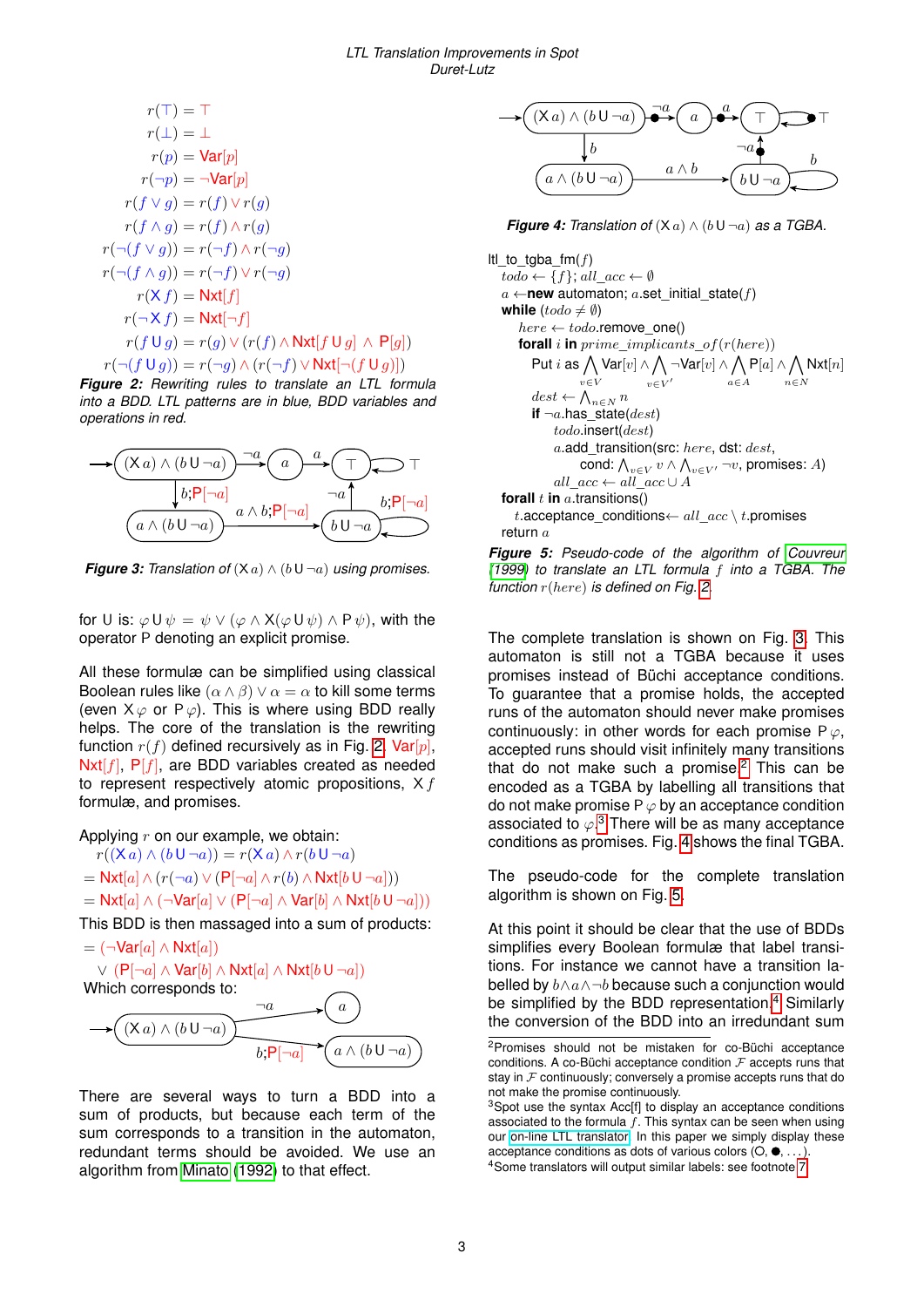$$r(\top) = \top$$
$$r(\bot) = \bot$$
$$r(p) = \mathsf{Var}[p]$$
$$r(\neg p) = \neg\mathsf{Var}[p]$$
$$r(f \vee g) = r(f) \vee r(g)$$
$$r(f \wedge g) = r(f) \wedge r(g)$$
$$r(\neg(f \vee g)) = r(\neg f) \wedge r(\neg g)$$
$$r(\neg(f \wedge g)) = r(\neg f) \vee r(\neg g)$$
$$r(\mathsf{X}\, f) = \mathsf{Nxt}[f]$$
$$r(\neg \mathsf{X}\, f) = \mathsf{Nxt}[\neg f]$$
$$r(f \,\mathsf{U}\, g) = r(g) \vee (r(f) \wedge \mathsf{Nxt}[f \,\mathsf{U}\, g] \wedge \mathsf{P}[g])$$
$$r(\neg(f \,\mathsf{U}\, g)) = r(\neg g) \wedge (r(\neg f) \vee \mathsf{Nxt}[\neg(f \,\mathsf{U}\, g)])$$

***Figure 2:*** *Rewriting rules to translate an LTL formula into a BDD. LTL patterns are in blue, BDD variables and operations in red.*

***Figure 3:*** *Translation of* $(\mathsf{X}\, a) \wedge (b \,\mathsf{U} \neg a)$ *using promises.*

for U is: $\varphi \,\mathsf{U}\, \psi = \psi \vee (\varphi \wedge \mathsf{X}(\varphi \,\mathsf{U}\, \psi) \wedge \mathsf{P}\, \psi)$, with the operator P denoting an explicit promise.

All these formulæ can be simplified using classical Boolean rules like $(\alpha \wedge \beta) \vee \alpha = \alpha$ to kill some terms (even $\mathsf{X}\,\varphi$ or $\mathsf{P}\,\varphi$). This is where using BDD really helps. The core of the translation is the rewriting function $r(f)$ defined recursively as in Fig. 2. $\mathsf{Var}[p]$, $\mathsf{Nxt}[f]$, $\mathsf{P}[f]$, are BDD variables created as needed to represent respectively atomic propositions, $\mathsf{X}\, f$ formulæ, and promises.

Applying $r$ on our example, we obtain:

$$r((\mathsf{X}\, a) \wedge (b \,\mathsf{U} \neg a)) = r(\mathsf{X}\, a) \wedge r(b \,\mathsf{U} \neg a)$$
$$= \mathsf{Nxt}[a] \wedge (r(\neg a) \vee (\mathsf{P}[\neg a] \wedge r(b) \wedge \mathsf{Nxt}[b \,\mathsf{U} \neg a]))$$
$$= \mathsf{Nxt}[a] \wedge (\neg\mathsf{Var}[a] \vee (\mathsf{P}[\neg a] \wedge \mathsf{Var}[b] \wedge \mathsf{Nxt}[b \,\mathsf{U} \neg a]))$$

This BDD is then massaged into a sum of products:

$$= (\neg\mathsf{Var}[a] \wedge \mathsf{Nxt}[a])$$
$$\vee\ (\mathsf{P}[\neg a] \wedge \mathsf{Var}[b] \wedge \mathsf{Nxt}[a] \wedge \mathsf{Nxt}[b \,\mathsf{U} \neg a])$$

Which corresponds to:

There are several ways to turn a BDD into a sum of products, but because each term of the sum corresponds to a transition in the automaton, redundant terms should be avoided. We use an algorithm from Minato (1992) to that effect.

***Figure 4:*** *Translation of* $(\mathsf{X}\, a) \wedge (b \,\mathsf{U} \neg a)$ *as a TGBA.*

```
ltl_to_tgba_fm(f)
  todo ← {f}; all_acc ← ∅
  a ← new automaton; a.set_initial_state(f)
  while (todo ≠ ∅)
    here ← todo.remove_one()
    forall i in prime_implicants_of(r(here))
      Put i as ⋀_{v∈V} Var[v] ∧ ⋀_{v∈V'} ¬Var[v] ∧ ⋀_{a∈A} P[a] ∧ ⋀_{n∈N} Nxt[n]
      dest ← ⋀_{n∈N} n
      if ¬a.has_state(dest)
        todo.insert(dest)
      a.add_transition(src: here, dst: dest,
        cond: ⋀_{v∈V} v ∧ ⋀_{v∈V'} ¬v, promises: A)
      all_acc ← all_acc ∪ A
  forall t in a.transitions()
    t.acceptance_conditions ← all_acc \ t.promises
  return a
```

***Figure 5:*** *Pseudo-code of the algorithm of Couvreur (1999) to translate an LTL formula* $f$ *into a TGBA. The function* $r(here)$ *is defined on Fig. 2.*

The complete translation is shown on Fig. 3. This automaton is still not a TGBA because it uses promises instead of Büchi acceptance conditions. To guarantee that a promise holds, the accepted runs of the automaton should never make promises continuously: in other words for each promise $\mathsf{P}\,\varphi$, accepted runs should visit infinitely many transitions that do not make such a promise.[2] This can be encoded as a TGBA by labelling all transitions that do not make promise $\mathsf{P}\,\varphi$ by an acceptance condition associated to $\varphi$.[3] There will be as many acceptance conditions as promises. Fig. 4 shows the final TGBA.

The pseudo-code for the complete translation algorithm is shown on Fig. 5.

At this point it should be clear that the use of BDDs simplifies every Boolean formulæ that label transitions. For instance we cannot have a transition labelled by $b \wedge a \wedge \neg b$ because such a conjunction would be simplified by the BDD representation.[4] Similarly the conversion of the BDD into an irredundant sum

---

[2] Promises should not be mistaken for co-Büchi acceptance conditions. A co-Büchi acceptance condition $\mathcal{F}$ accepts runs that stay in $\mathcal{F}$ continuously; conversely a promise accepts runs that do not make the promise continuously.

[3] Spot use the syntax Acc[f] to display an acceptance conditions associated to the formula $f$. This syntax can be seen when using our on-line LTL translator. In this paper we simply display these acceptance conditions as dots of various colors (○, ●, ...).

[4] Some translators will output similar labels: see footnote 7.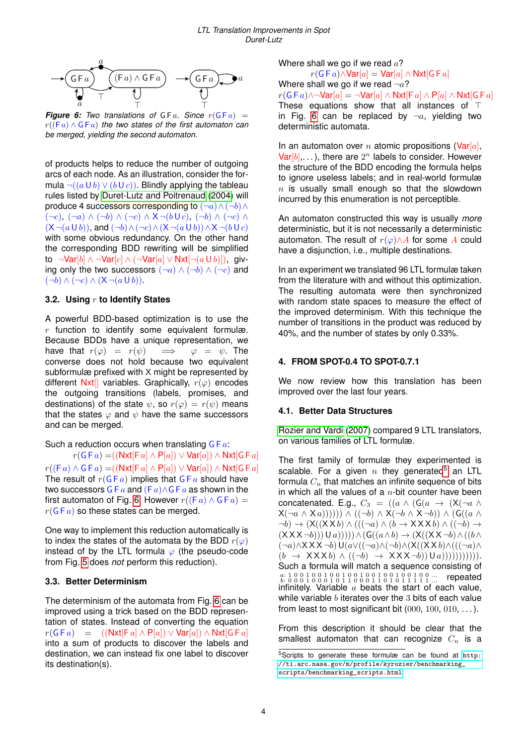**Figure 6:** *Two translations of* $\mathsf{G}\,\mathsf{F}\,a$*. Since* $r(\mathsf{G}\,\mathsf{F}\,a) = r((\mathsf{F}\,a) \wedge \mathsf{G}\,\mathsf{F}\,a)$ *the two states of the first automaton can be merged, yielding the second automaton.*

of products helps to reduce the number of outgoing arcs of each node. As an illustration, consider the formula $\neg((a\,\mathsf{U}\,b) \vee (b\,\mathsf{U}\,c))$. Blindly applying the tableau rules listed by Duret-Lutz and Poitrenaud (2004) will produce 4 successors corresponding to $(\neg a) \wedge (\neg b) \wedge (\neg c)$, $(\neg a) \wedge (\neg b) \wedge (\neg c) \wedge \mathsf{X}\,\neg(b\,\mathsf{U}\,c)$, $(\neg b) \wedge (\neg c) \wedge (\mathsf{X}\,\neg(a\,\mathsf{U}\,b))$, and $(\neg b) \wedge (\neg c) \wedge (\mathsf{X}\,\neg(a\,\mathsf{U}\,b)) \wedge \mathsf{X}\,\neg(b\,\mathsf{U}\,c)$ with other obvious redundancy. On the other hand the corresponding BDD rewriting will be simplified to $\neg\mathsf{Var}[b] \wedge \neg\mathsf{Var}[c] \wedge (\neg\mathsf{Var}[a] \vee \mathsf{Nxt}[\neg(a\,\mathsf{U}\,b)])$, giving only the two successors $(\neg a) \wedge (\neg b) \wedge (\neg c)$ and $(\neg b) \wedge (\neg c) \wedge (\mathsf{X}\,\neg(a\,\mathsf{U}\,b))$.

### 3.2. Using $r$ to Identify States

A powerful BDD-based optimization is to use the $r$ function to identify some equivalent formulæ. Because BDDs have a unique representation, we have that $r(\varphi) = r(\psi) \implies \varphi = \psi$. The converse does not hold because two equivalent subformulæ prefixed with $\mathsf{X}$ might be represented by different $\mathsf{Nxt}[]$ variables. Graphically, $r(\varphi)$ encodes the outgoing transitions (labels, promises, and destinations) of the state $\psi$, so $r(\varphi) = r(\psi)$ means that the states $\varphi$ and $\psi$ have the same successors and can be merged.

Such a reduction occurs when translating $\mathsf{G}\,\mathsf{F}\,a$:

$$r(\mathsf{G}\,\mathsf{F}\,a) = ((\mathsf{Nxt}[\mathsf{F}\,a] \wedge \mathsf{P}[a]) \vee \mathsf{Var}[a]) \wedge \mathsf{Nxt}[\mathsf{G}\,\mathsf{F}\,a]$$
$$r((\mathsf{F}\,a) \wedge \mathsf{G}\,\mathsf{F}\,a) = ((\mathsf{Nxt}[\mathsf{F}\,a] \wedge \mathsf{P}[a]) \vee \mathsf{Var}[a]) \wedge \mathsf{Nxt}[\mathsf{G}\,\mathsf{F}\,a]$$

The result of $r(\mathsf{G}\,\mathsf{F}\,a)$ implies that $\mathsf{G}\,\mathsf{F}\,a$ should have two successors $\mathsf{G}\,\mathsf{F}\,a$ and $(\mathsf{F}\,a) \wedge \mathsf{G}\,\mathsf{F}\,a$ as shown in the first automaton of Fig. 6. However $r((\mathsf{F}\,a) \wedge \mathsf{G}\,\mathsf{F}\,a) = r(\mathsf{G}\,\mathsf{F}\,a)$ so these states can be merged.

One way to implement this reduction automatically is to index the states of the automata by the BDD $r(\varphi)$ instead of by the LTL formula $\varphi$ (the pseudo-code from Fig. 5 does *not* perform this reduction).

### 3.3. Better Determinism

The determinism of the automata from Fig. 6 can be improved using a trick based on the BDD representation of states. Instead of converting the equation $r(\mathsf{G}\,\mathsf{F}\,a) = ((\mathsf{Nxt}[\mathsf{F}\,a] \wedge \mathsf{P}[a]) \vee \mathsf{Var}[a]) \wedge \mathsf{Nxt}[\mathsf{G}\,\mathsf{F}\,a]$ into a sum of products to discover the labels and destination, we can instead fix one label to discover its destination(s).

Where shall we go if we read $a$?

$$r(\mathsf{G}\,\mathsf{F}\,a) \wedge \mathsf{Var}[a] = \mathsf{Var}[a] \wedge \mathsf{Nxt}[\mathsf{G}\,\mathsf{F}\,a]$$

Where shall we go if we read $\neg a$?

$$r(\mathsf{G}\,\mathsf{F}\,a) \wedge \neg\mathsf{Var}[a] = \neg\mathsf{Var}[a] \wedge \mathsf{Nxt}[\mathsf{F}\,a] \wedge \mathsf{P}[a] \wedge \mathsf{Nxt}[\mathsf{G}\,\mathsf{F}\,a]$$

These equations show that all instances of $\top$ in Fig. 6 can be replaced by $\neg a$, yielding two deterministic automata.

In an automaton over $n$ atomic propositions ($\mathsf{Var}[a]$, $\mathsf{Var}[b]$, ...), there are $2^n$ labels to consider. However the structure of the BDD encoding the formula helps to ignore useless labels; and in real-world formulæ $n$ is usually small enough so that the slowdown incurred by this enumeration is not perceptible.

An automaton constructed this way is usually *more* deterministic, but it is not necessarily a deterministic automaton. The result of $r(\varphi) \wedge A$ for some $A$ could have a disjunction, i.e., multiple destinations.

In an experiment we translated 96 LTL formulæ taken from the literature with and without this optimization. The resulting automata were then synchronized with random state spaces to measure the effect of the improved determinism. With this technique the number of transitions in the product was reduced by 40%, and the number of states by only 0.33%.

## 4. FROM SPOT-0.4 TO SPOT-0.7.1

We now review how this translation has been improved over the last four years.

### 4.1. Better Data Structures

Rozier and Vardi (2007) compared 9 LTL translators, on various families of LTL formulæ.

The first family of formulæ they experimented is scalable. For a given $n$ they generated[5] an LTL formula $C_n$ that matches an infinite sequence of bits in which all the values of a $n$-bit counter have been concatenated. E.g., $C_3 = ((a \wedge (\mathsf{G}(a \rightarrow (\mathsf{X}(\neg a \wedge \mathsf{X}(\neg a \wedge \mathsf{X}\,a)))))) \wedge ((\neg b) \wedge \mathsf{X}(\neg b \wedge \mathsf{X}\,\neg b)) \wedge (\mathsf{G}((a \wedge \neg b) \rightarrow (\mathsf{X}((\mathsf{X}\,\mathsf{X}\,b) \wedge (((\neg a) \wedge (b \rightarrow \mathsf{X}\,\mathsf{X}\,\mathsf{X}\,b) \wedge ((\neg b) \rightarrow (\mathsf{X}\,\mathsf{X}\,\mathsf{X}\,\neg b)))\,\mathsf{U}\,a))))) \wedge (\mathsf{G}((a \wedge b) \rightarrow (\mathsf{X}((\mathsf{X}\,\mathsf{X}\,\neg b) \wedge ((b \wedge (\neg a) \wedge \mathsf{X}\,\mathsf{X}\,\mathsf{X}\,\neg b)\,\mathsf{U}(a \vee ((\neg a) \wedge (\neg b) \wedge (\mathsf{X}((\mathsf{X}\,\mathsf{X}\,b) \wedge (((\neg a) \wedge (b \rightarrow \mathsf{X}\,\mathsf{X}\,\mathsf{X}\,b) \wedge ((\neg b) \rightarrow \mathsf{X}\,\mathsf{X}\,\mathsf{X}\,\neg b))\,\mathsf{U}\,a)))))))))))$. Such a formula will match a sequence consisting of $\begin{smallmatrix} a\!: & 1\,0\,0\,1\,0\,0\,1\,0\,0\,1\,0\,0\,1\,0\,0\,1\,0\,0\,1\,0\,0\,1\,0\,0\,\ldots \\ b\!: & 0\,0\,0\,1\,0\,0\,0\,1\,0\,1\,1\,0\,0\,0\,1\,1\,0\,1\,0\,1\,1\,1\,1\,1\,\ldots \end{smallmatrix}$ repeated infinitely. Variable $a$ beats the start of each value, while variable $b$ iterates over the 3 bits of each value from least to most significant bit ($000$, $100$, $010$, ...).

From this description it should be clear that the smallest automaton that can recognize $C_n$ is a

[5] Scripts to generate these formulæ can be found at http://ti.arc.nasa.gov/m/profile/kyrozier/benchmarking_scripts/benchmarking_scripts.html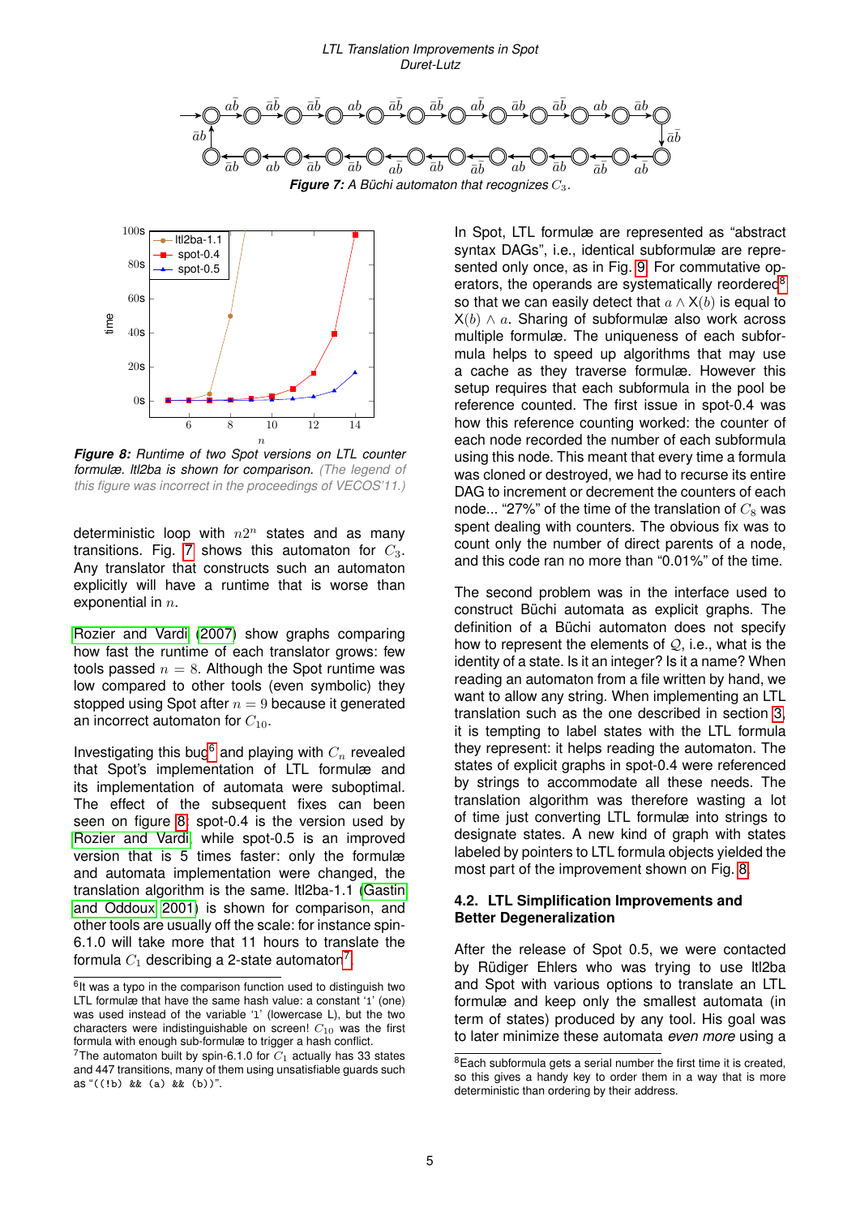*Figure 7: A Büchi automaton that recognizes $C_3$.*

*Figure 8: Runtime of two Spot versions on LTL counter formulæ. ltl2ba is shown for comparison. (The legend of this figure was incorrect in the proceedings of VECOS'11.)*

deterministic loop with $n2^n$ states and as many transitions. Fig. 7 shows this automaton for $C_3$. Any translator that constructs such an automaton explicitly will have a runtime that is worse than exponential in $n$.

Rozier and Vardi (2007) show graphs comparing how fast the runtime of each translator grows: few tools passed $n = 8$. Although the Spot runtime was low compared to other tools (even symbolic) they stopped using Spot after $n = 9$ because it generated an incorrect automaton for $C_{10}$.

Investigating this bug[6] and playing with $C_n$ revealed that Spot's implementation of LTL formulæ and its implementation of automata were suboptimal. The effect of the subsequent fixes can been seen on figure 8: spot-0.4 is the version used by Rozier and Vardi while spot-0.5 is an improved version that is 5 times faster: only the formulæ and automata implementation were changed, the translation algorithm is the same. ltl2ba-1.1 (Gastin and Oddoux 2001) is shown for comparison, and other tools are usually off the scale: for instance spin-6.1.0 will take more that 11 hours to translate the formula $C_1$ describing a 2-state automaton[7].

In Spot, LTL formulæ are represented as "abstract syntax DAGs", i.e., identical subformulæ are represented only once, as in Fig. 9. For commutative operators, the operands are systematically reordered[8] so that we can easily detect that $a \wedge \mathsf{X}(b)$ is equal to $\mathsf{X}(b) \wedge a$. Sharing of subformulæ also work across multiple formulæ. The uniqueness of each subformula helps to speed up algorithms that may use a cache as they traverse formulæ. However this setup requires that each subformula in the pool be reference counted. The first issue in spot-0.4 was how this reference counting worked: the counter of each node recorded the number of each subformula using this node. This meant that every time a formula was cloned or destroyed, we had to recurse its entire DAG to increment or decrement the counters of each node... "27%" of the time of the translation of $C_8$ was spent dealing with counters. The obvious fix was to count only the number of direct parents of a node, and this code ran no more than "0.01%" of the time.

The second problem was in the interface used to construct Büchi automata as explicit graphs. The definition of a Büchi automaton does not specify how to represent the elements of $\mathcal{Q}$, i.e., what is the identity of a state. Is it an integer? Is it a name? When reading an automaton from a file written by hand, we want to allow any string. When implementing an LTL translation such as the one described in section 3, it is tempting to label states with the LTL formula they represent: it helps reading the automaton. The states of explicit graphs in spot-0.4 were referenced by strings to accommodate all these needs. The translation algorithm was therefore wasting a lot of time just converting LTL formulæ into strings to designate states. A new kind of graph with states labeled by pointers to LTL formula objects yielded the most part of the improvement shown on Fig. 8.

### 4.2. LTL Simplification Improvements and Better Degeneralization

After the release of Spot 0.5, we were contacted by Rüdiger Ehlers who was trying to use ltl2ba and Spot with various options to translate an LTL formulæ and keep only the smallest automata (in term of states) produced by any tool. His goal was to later minimize these automata *even more* using a

[6] It was a typo in the comparison function used to distinguish two LTL formulæ that have the same hash value: a constant '1' (one) was used instead of the variable 'l' (lowercase L), but the two characters were indistinguishable on screen! $C_{10}$ was the first formula with enough sub-formulæ to trigger a hash conflict.

[7] The automaton built by spin-6.1.0 for $C_1$ actually has 33 states and 447 transitions, many of them using unsatisfiable guards such as "`((!b) && (a) && (b))`".

[8] Each subformula gets a serial number the first time it is created, so this gives a handy key to order them in a way that is more deterministic than ordering by their address.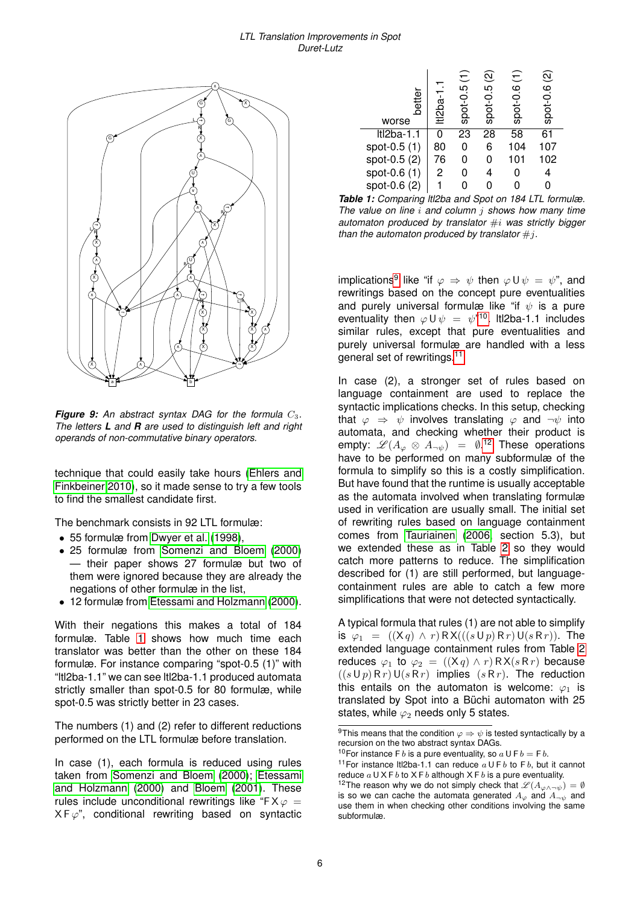*Figure 9: An abstract syntax DAG for the formula $C_3$. The letters **L** and **R** are used to distinguish left and right operands of non-commutative binary operators.*

technique that could easily take hours (Ehlers and Finkbeiner 2010), so it made sense to try a few tools to find the smallest candidate first.

The benchmark consists in 92 LTL formulæ:

- 55 formulæ from Dwyer et al. (1998),
- 25 formulæ from Somenzi and Bloem (2000) — their paper shows 27 formulæ but two of them were ignored because they are already the negations of other formulæ in the list,
- 12 formulæ from Etessami and Holzmann (2000).

With their negations this makes a total of 184 formulæ. Table 1 shows how much time each translator was better than the other on these 184 formulæ. For instance comparing "spot-0.5 (1)" with "ltl2ba-1.1" we can see ltl2ba-1.1 produced automata strictly smaller than spot-0.5 for 80 formulæ, while spot-0.5 was strictly better in 23 cases.

The numbers (1) and (2) refer to different reductions performed on the LTL formulæ before translation.

In case (1), each formula is reduced using rules taken from Somenzi and Bloem (2000); Etessami and Holzmann (2000) and Bloem (2001). These rules include unconditional rewritings like "$\mathsf{F}\,\mathsf{X}\,\varphi = \mathsf{X}\,\mathsf{F}\,\varphi$", conditional rewriting based on syntactic

| worse \ better | ltl2ba-1.1 | spot-0.5 (1) | spot-0.5 (2) | spot-0.6 (1) | spot-0.6 (2) |
|---|---|---|---|---|---|
| ltl2ba-1.1 | 0 | 23 | 28 | 58 | 61 |
| spot-0.5 (1) | 80 | 0 | 6 | 104 | 107 |
| spot-0.5 (2) | 76 | 0 | 0 | 101 | 102 |
| spot-0.6 (1) | 2 | 0 | 4 | 0 | 4 |
| spot-0.6 (2) | 1 | 0 | 0 | 0 | 0 |

***Table 1:** Comparing ltl2ba and Spot on 184 LTL formulæ. The value on line $i$ and column $j$ shows how many time automaton produced by translator $\#i$ was strictly bigger than the automaton produced by translator $\#j$.*

implications[9] like "if $\varphi \Rightarrow \psi$ then $\varphi\,\mathsf{U}\,\psi = \psi$", and rewritings based on the concept pure eventualities and purely universal formulæ like "if $\psi$ is a pure eventuality then $\varphi\,\mathsf{U}\,\psi = \psi$"[10]. ltl2ba-1.1 includes similar rules, except that pure eventualities and purely universal formulæ are handled with a less general set of rewritings.[11]

In case (2), a stronger set of rules based on language containment are used to replace the syntactic implications checks. In this setup, checking that $\varphi \Rightarrow \psi$ involves translating $\varphi$ and $\neg\psi$ into automata, and checking whether their product is empty: $\mathscr{L}(A_\varphi \otimes A_{\neg\psi}) = \emptyset$.[12] These operations have to be performed on many subformulæ of the formula to simplify so this is a costly simplification. But have found that the runtime is usually acceptable as the automata involved when translating formulæ used in verification are usually small. The initial set of rewriting rules based on language containment comes from Tauriainen (2006, section 5.3), but we extended these as in Table 2 so they would catch more patterns to reduce. The simplification described for (1) are still performed, but language-containment rules are able to catch a few more simplifications that were not detected syntactically.

A typical formula that rules (1) are not able to simplify is $\varphi_1 = ((\mathsf{X}\,q) \wedge r)\,\mathsf{R}\,\mathsf{X}(((s\,\mathsf{U}\,p)\,\mathsf{R}\,r)\,\mathsf{U}(s\,\mathsf{R}\,r))$. The extended language containment rules from Table 2 reduces $\varphi_1$ to $\varphi_2 = ((\mathsf{X}\,q) \wedge r)\,\mathsf{R}\,\mathsf{X}(s\,\mathsf{R}\,r)$ because $((s\,\mathsf{U}\,p)\,\mathsf{R}\,r)\,\mathsf{U}(s\,\mathsf{R}\,r)$ implies $(s\,\mathsf{R}\,r)$. The reduction this entails on the automaton is welcome: $\varphi_1$ is translated by Spot into a Büchi automaton with 25 states, while $\varphi_2$ needs only 5 states.

[9] This means that the condition $\varphi \Rightarrow \psi$ is tested syntactically by a recursion on the two abstract syntax DAGs.

[10] For instance $\mathsf{F}\,b$ is a pure eventuality, so $a\,\mathsf{U}\,\mathsf{F}\,b = \mathsf{F}\,b$.

[11] For instance ltl2ba-1.1 can reduce $a\,\mathsf{U}\,\mathsf{F}\,b$ to $\mathsf{F}\,b$, but it cannot reduce $a\,\mathsf{U}\,\mathsf{X}\,\mathsf{F}\,b$ to $\mathsf{X}\,\mathsf{F}\,b$ although $\mathsf{X}\,\mathsf{F}\,b$ is a pure eventuality.

[12] The reason why we do not simply check that $\mathscr{L}(A_{\varphi\wedge\neg\psi}) = \emptyset$ is so we can cache the automata generated $A_\varphi$ and $A_{\neg\psi}$ and use them in when checking other conditions involving the same subformulæ.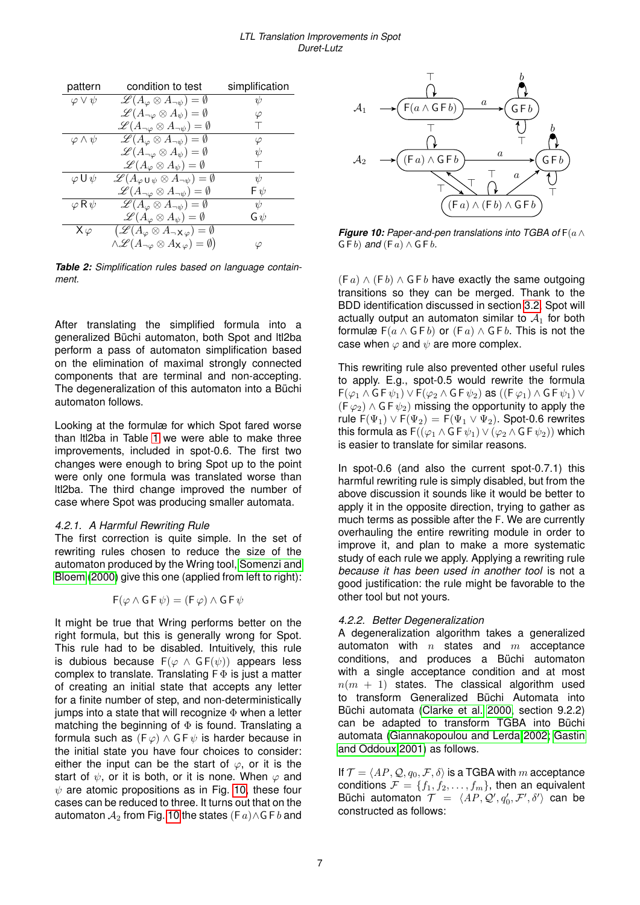| pattern | condition to test | simplification |
|---|---|---|
| $\varphi \vee \psi$ | $\mathscr{L}(A_\varphi \otimes A_{\neg\psi}) = \emptyset$ | $\psi$ |
| | $\mathscr{L}(A_{\neg\varphi} \otimes A_\psi) = \emptyset$ | $\varphi$ |
| | $\mathscr{L}(A_{\neg\varphi} \otimes A_{\neg\psi}) = \emptyset$ | $\top$ |
| $\varphi \wedge \psi$ | $\mathscr{L}(A_\varphi \otimes A_{\neg\psi}) = \emptyset$ | $\varphi$ |
| | $\mathscr{L}(A_{\neg\varphi} \otimes A_\psi) = \emptyset$ | $\psi$ |
| | $\mathscr{L}(A_\varphi \otimes A_\psi) = \emptyset$ | $\top$ |
| $\varphi \mathsf{U} \psi$ | $\mathscr{L}(A_{\varphi \mathsf{U} \psi} \otimes A_{\neg\psi}) = \emptyset$ | $\psi$ |
| | $\mathscr{L}(A_{\neg\varphi} \otimes A_\psi) = \emptyset$ | $\mathsf{F}\,\psi$ |
| $\varphi \mathsf{R} \psi$ | $\mathscr{L}(A_\varphi \otimes A_{\neg\psi}) = \emptyset$ | $\psi$ |
| | $\mathscr{L}(A_\varphi \otimes A_\psi) = \emptyset$ | $\mathsf{G}\,\psi$ |
| $\mathsf{X}\,\varphi$ | $(\mathscr{L}(A_\varphi \otimes A_{\neg \mathsf{X}\varphi}) = \emptyset$ $\wedge \mathscr{L}(A_{\neg\varphi} \otimes A_{\mathsf{X}\varphi}) = \emptyset)$ | $\varphi$ |

***Table 2:*** *Simplification rules based on language containment.*

After translating the simplified formula into a generalized Büchi automaton, both Spot and ltl2ba perform a pass of automaton simplification based on the elimination of maximal strongly connected components that are terminal and non-accepting. The degeneralization of this automaton into a Büchi automaton follows.

Looking at the formulæ for which Spot fared worse than ltl2ba in Table 1 we were able to make three improvements, included in spot-0.6. The first two changes were enough to bring Spot up to the point were only one formula was translated worse than ltl2ba. The third change improved the number of case where Spot was producing smaller automata.

### *4.2.1. A Harmful Rewriting Rule*

The first correction is quite simple. In the set of rewriting rules chosen to reduce the size of the automaton produced by the Wring tool, Somenzi and Bloem (2000) give this one (applied from left to right):

$$\mathsf{F}(\varphi \wedge \mathsf{G}\,\mathsf{F}\,\psi) = (\mathsf{F}\,\varphi) \wedge \mathsf{G}\,\mathsf{F}\,\psi$$

It might be true that Wring performs better on the right formula, but this is generally wrong for Spot. This rule had to be disabled. Intuitively, this rule is dubious because $\mathsf{F}(\varphi \wedge \mathsf{G}\,\mathsf{F}(\psi))$ appears less complex to translate. Translating $\mathsf{F}\,\Phi$ is just a matter of creating an initial state that accepts any letter for a finite number of step, and non-deterministically jumps into a state that will recognize $\Phi$ when a letter matching the beginning of $\Phi$ is found. Translating a formula such as $(\mathsf{F}\,\varphi) \wedge \mathsf{G}\,\mathsf{F}\,\psi$ is harder because in the initial state you have four choices to consider: either the input can be the start of $\varphi$, or it is the start of $\psi$, or it is both, or it is none. When $\varphi$ and $\psi$ are atomic propositions as in Fig. 10, these four cases can be reduced to three. It turns out that on the automaton $\mathcal{A}_2$ from Fig. 10 the states $(\mathsf{F}\,a) \wedge \mathsf{G}\,\mathsf{F}\,b$ and $(\mathsf{F}\,a) \wedge (\mathsf{F}\,b) \wedge \mathsf{G}\,\mathsf{F}\,b$ have exactly the same outgoing transitions so they can be merged. Thank to the BDD identification discussed in section 3.2, Spot will actually output an automaton similar to $\mathcal{A}_1$ for both formulæ $\mathsf{F}(a \wedge \mathsf{G}\,\mathsf{F}\,b)$ or $(\mathsf{F}\,a) \wedge \mathsf{G}\,\mathsf{F}\,b$. This is not the case when $\varphi$ and $\psi$ are more complex.

***Figure 10:*** *Paper-and-pen translations into TGBA of* $\mathsf{F}(a \wedge \mathsf{G}\,\mathsf{F}\,b)$ *and* $(\mathsf{F}\,a) \wedge \mathsf{G}\,\mathsf{F}\,b$.

This rewriting rule also prevented other useful rules to apply. E.g., spot-0.5 would rewrite the formula $\mathsf{F}(\varphi_1 \wedge \mathsf{G}\,\mathsf{F}\,\psi_1) \vee \mathsf{F}(\varphi_2 \wedge \mathsf{G}\,\mathsf{F}\,\psi_2)$ as $((\mathsf{F}\,\varphi_1) \wedge \mathsf{G}\,\mathsf{F}\,\psi_1) \vee (\mathsf{F}\,\varphi_2) \wedge \mathsf{G}\,\mathsf{F}\,\psi_2)$ missing the opportunity to apply the rule $\mathsf{F}(\Psi_1) \vee \mathsf{F}(\Psi_2) = \mathsf{F}(\Psi_1 \vee \Psi_2)$. Spot-0.6 rewrites this formula as $\mathsf{F}((\varphi_1 \wedge \mathsf{G}\,\mathsf{F}\,\psi_1) \vee (\varphi_2 \wedge \mathsf{G}\,\mathsf{F}\,\psi_2))$ which is easier to translate for similar reasons.

In spot-0.6 (and also the current spot-0.7.1) this harmful rewriting rule is simply disabled, but from the above discussion it sounds like it would be better to apply it in the opposite direction, trying to gather as much terms as possible after the F. We are currently overhauling the entire rewriting module in order to improve it, and plan to make a more systematic study of each rule we apply. Applying a rewriting rule *because it has been used in another tool* is not a good justification: the rule might be favorable to the other tool but not yours.

### *4.2.2. Better Degeneralization*

A degeneralization algorithm takes a generalized automaton with $n$ states and $m$ acceptance conditions, and produces a Büchi automaton with a single acceptance condition and at most $n(m+1)$ states. The classical algorithm used to transform Generalized Büchi Automata into Büchi automata (Clarke et al. 2000, section 9.2.2) can be adapted to transform TGBA into Büchi automata (Giannakopoulou and Lerda 2002; Gastin and Oddoux 2001) as follows.

If $\mathcal{T} = \langle AP, \mathcal{Q}, q_0, \mathcal{F}, \delta \rangle$ is a TGBA with $m$ acceptance conditions $\mathcal{F} = \{f_1, f_2, \ldots, f_m\}$, then an equivalent Büchi automaton $\mathcal{T} = \langle AP, \mathcal{Q}', q'_0, \mathcal{F}', \delta' \rangle$ can be constructed as follows: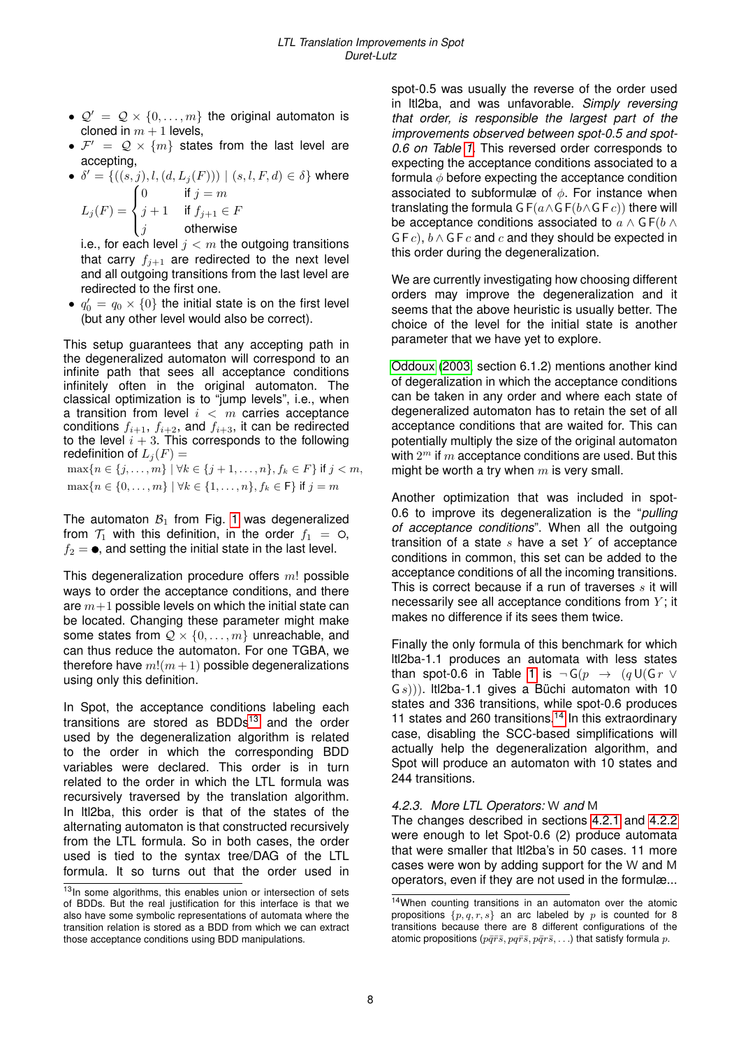- $\mathcal{Q}' = \mathcal{Q} \times \{0, \ldots, m\}$ the original automaton is cloned in $m+1$ levels,
- $\mathcal{F}' = \mathcal{Q} \times \{m\}$ states from the last level are accepting,
- $\delta' = \{((s,j), l, (d, L_j(F))) \mid (s,l,F,d) \in \delta\}$ where
$$L_j(F) = \begin{cases} 0 & \text{if } j = m \\ j+1 & \text{if } f_{j+1} \in F \\ j & \text{otherwise} \end{cases}$$
i.e., for each level $j < m$ the outgoing transitions that carry $f_{j+1}$ are redirected to the next level and all outgoing transitions from the last level are redirected to the first one.
- $q'_0 = q_0 \times \{0\}$ the initial state is on the first level (but any other level would also be correct).

This setup guarantees that any accepting path in the degeneralized automaton will correspond to an infinite path that sees all acceptance conditions infinitely often in the original automaton. The classical optimization is to "jump levels", i.e., when a transition from level $i < m$ carries acceptance conditions $f_{i+1}$, $f_{i+2}$, and $f_{i+3}$, it can be redirected to the level $i+3$. This corresponds to the following redefinition of $L_j(F) =$

$\max\{n \in \{j, \ldots, m\} \mid \forall k \in \{j+1, \ldots, n\}, f_k \in F\}$ if $j < m$,

$\max\{n \in \{0, \ldots, m\} \mid \forall k \in \{1, \ldots, n\}, f_k \in \mathsf{F}\}$ if $j = m$

The automaton $\mathcal{B}_1$ from Fig. 1 was degeneralized from $\mathcal{T}_1$ with this definition, in the order $f_1 = \circ$, $f_2 = \bullet$, and setting the initial state in the last level.

This degeneralization procedure offers $m!$ possible ways to order the acceptance conditions, and there are $m+1$ possible levels on which the initial state can be located. Changing these parameter might make some states from $\mathcal{Q} \times \{0, \ldots, m\}$ unreachable, and can thus reduce the automaton. For one TGBA, we therefore have $m!(m+1)$ possible degeneralizations using only this definition.

In Spot, the acceptance conditions labeling each transitions are stored as BDDs[13] and the order used by the degeneralization algorithm is related to the order in which the corresponding BDD variables were declared. This order is in turn related to the order in which the LTL formula was recursively traversed by the translation algorithm. In ltl2ba, this order is that of the states of the alternating automaton is that constructed recursively from the LTL formula. So in both cases, the order used is tied to the syntax tree/DAG of the LTL formula. It so turns out that the order used in spot-0.5 was usually the reverse of the order used in ltl2ba, and was unfavorable. *Simply reversing that order, is responsible the largest part of the improvements observed between spot-0.5 and spot-0.6 on Table 1.* This reversed order corresponds to expecting the acceptance conditions associated to a formula $\phi$ before expecting the acceptance condition associated to subformulæ of $\phi$. For instance when translating the formula $\mathsf{G}\,\mathsf{F}(a \wedge \mathsf{G}\,\mathsf{F}(b \wedge \mathsf{G}\,\mathsf{F}\,c))$ there will be acceptance conditions associated to $a \wedge \mathsf{G}\,\mathsf{F}(b \wedge \mathsf{G}\,\mathsf{F}\,c)$, $b \wedge \mathsf{G}\,\mathsf{F}\,c$ and $c$ and they should be expected in this order during the degeneralization.

We are currently investigating how choosing different orders may improve the degeneralization and it seems that the above heuristic is usually better. The choice of the level for the initial state is another parameter that we have yet to explore.

Oddoux (2003, section 6.1.2) mentions another kind of degeralization in which the acceptance conditions can be taken in any order and where each state of degeneralized automaton has to retain the set of all acceptance conditions that are waited for. This can potentially multiply the size of the original automaton with $2^m$ if $m$ acceptance conditions are used. But this might be worth a try when $m$ is very small.

Another optimization that was included in spot-0.6 to improve its degeneralization is the "*pulling of acceptance conditions*". When all the outgoing transition of a state $s$ have a set $Y$ of acceptance conditions in common, this set can be added to the acceptance conditions of all the incoming transitions. This is correct because if a run of traverses $s$ it will necessarily see all acceptance conditions from $Y$; it makes no difference if its sees them twice.

Finally the only formula of this benchmark for which ltl2ba-1.1 produces an automata with less states than spot-0.6 in Table 1 is $\neg\mathsf{G}(p \rightarrow (q\,\mathsf{U}(\mathsf{G}\,r \vee \mathsf{G}\,s)))$. ltl2ba-1.1 gives a Büchi automaton with 10 states and 336 transitions, while spot-0.6 produces 11 states and 260 transitions.[14] In this extraordinary case, disabling the SCC-based simplifications will actually help the degeneralization algorithm, and Spot will produce an automaton with 10 states and 244 transitions.

#### 4.2.3. More LTL Operators: W and M

The changes described in sections 4.2.1 and 4.2.2 were enough to let Spot-0.6 (2) produce automata that were smaller that ltl2ba's in 50 cases. 11 more cases were won by adding support for the W and M operators, even if they are not used in the formulæ...

---

[13] In some algorithms, this enables union or intersection of sets of BDDs. But the real justification for this interface is that we also have some symbolic representations of automata where the transition relation is stored as a BDD from which we can extract those acceptance conditions using BDD manipulations.

[14] When counting transitions in an automaton over the atomic propositions $\{p, q, r, s\}$ an arc labeled by $p$ is counted for 8 transitions because there are 8 different configurations of the atomic propositions ($p\bar{q}\bar{r}\bar{s}, pq\bar{r}\bar{s}, p\bar{q}r\bar{s}, \ldots$) that satisfy formula $p$.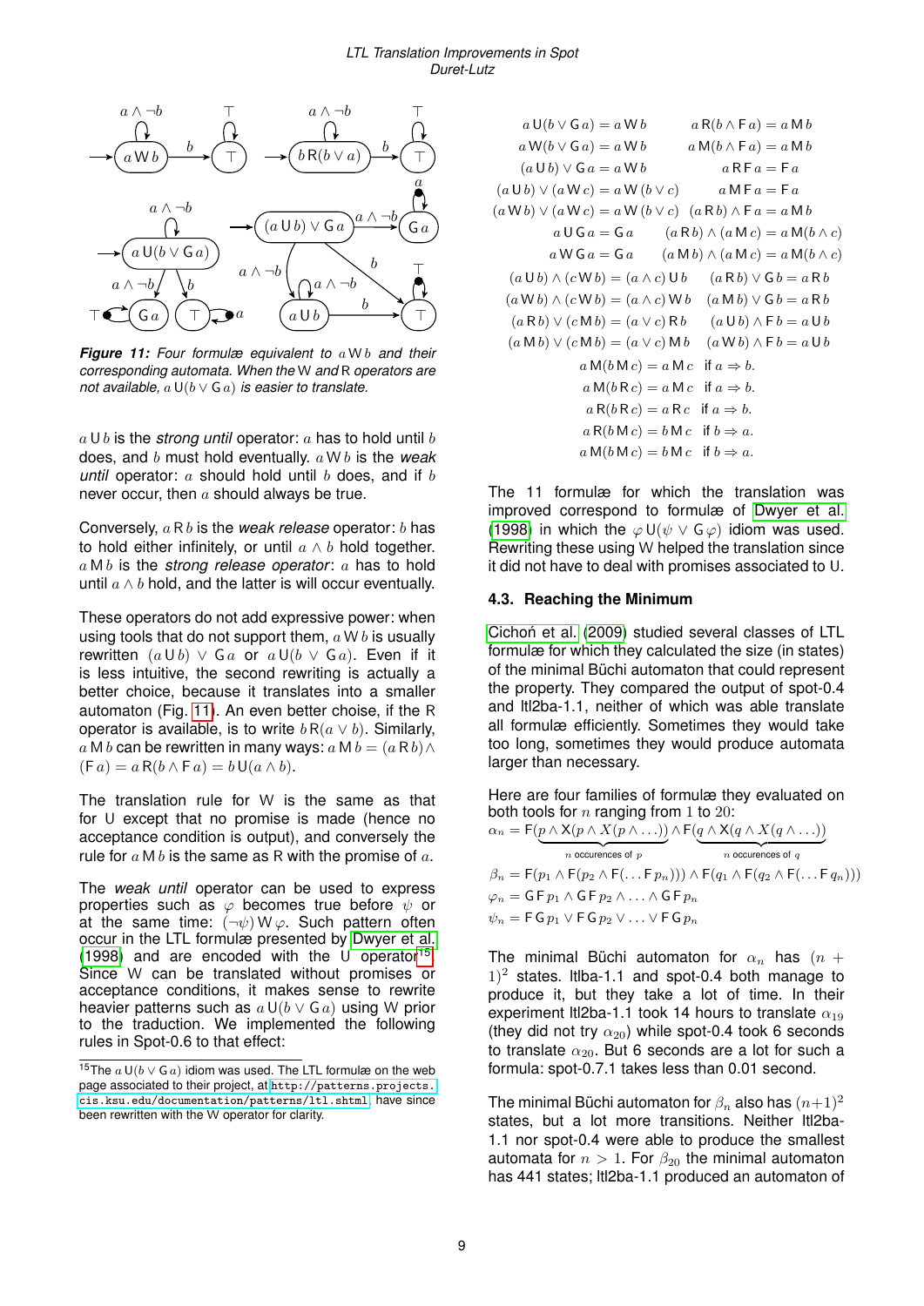Figure 11: Four formulæ equivalent to $a \mathsf{W} b$ and their corresponding automata. When the $\mathsf{W}$ and $\mathsf{R}$ operators are not available, $a \mathsf{U}(b \vee \mathsf{G} a)$ is easier to translate.

$a \mathsf{U} b$ is the *strong until* operator: $a$ has to hold until $b$ does, and $b$ must hold eventually. $a \mathsf{W} b$ is the *weak until* operator: $a$ should hold until $b$ does, and if $b$ never occur, then $a$ should always be true.

Conversely, $a \mathsf{R} b$ is the *weak release* operator: $b$ has to hold either infinitely, or until $a \wedge b$ hold together. $a \mathsf{M} b$ is the *strong release operator*: $a$ has to hold until $a \wedge b$ hold, and the latter is will occur eventually.

These operators do not add expressive power: when using tools that do not support them, $a \mathsf{W} b$ is usually rewritten $(a \mathsf{U} b) \vee \mathsf{G} a$ or $a \mathsf{U}(b \vee \mathsf{G} a)$. Even if it is less intuitive, the second rewriting is actually a better choice, because it translates into a smaller automaton (Fig. 11). An even better choice, if the $\mathsf{R}$ operator is available, is to write $b \mathsf{R}(a \vee b)$. Similarly, $a \mathsf{M} b$ can be rewritten in many ways: $a \mathsf{M} b = (a \mathsf{R} b) \wedge (\mathsf{F} a) = a \mathsf{R}(b \wedge \mathsf{F} a) = b \mathsf{U}(a \wedge b)$.

The translation rule for $\mathsf{W}$ is the same as that for $\mathsf{U}$ except that no promise is made (hence no acceptance condition is output), and conversely the rule for $a \mathsf{M} b$ is the same as $\mathsf{R}$ with the promise of $a$.

The *weak until* operator can be used to express properties such as $\varphi$ becomes true before $\psi$ or at the same time: $(\neg\psi) \mathsf{W} \varphi$. Such pattern often occur in the LTL formulæ presented by Dwyer et al. (1998) and are encoded with the $\mathsf{U}$ operator[15]. Since $\mathsf{W}$ can be translated without promises or acceptance conditions, it makes sense to rewrite heavier patterns such as $a \mathsf{U}(b \vee \mathsf{G} a)$ using $\mathsf{W}$ prior to the traduction. We implemented the following rules in Spot-0.6 to that effect:

[15] The $a \mathsf{U}(b \vee \mathsf{G} a)$ idiom was used. The LTL formulæ on the web page associated to their project, at http://patterns.projects.cis.ksu.edu/documentation/patterns/ltl.shtml, have since been rewritten with the $\mathsf{W}$ operator for clarity.

$$
\begin{aligned}
a \mathsf{U}(b \vee \mathsf{G} a) &= a \mathsf{W} b & a \mathsf{R}(b \wedge \mathsf{F} a) &= a \mathsf{M} b \\
a \mathsf{W}(b \vee \mathsf{G} a) &= a \mathsf{W} b & a \mathsf{M}(b \wedge \mathsf{F} a) &= a \mathsf{M} b \\
(a \mathsf{U} b) \vee \mathsf{G} a &= a \mathsf{W} b & a \mathsf{R} \mathsf{F} a &= \mathsf{F} a \\
(a \mathsf{U} b) \vee (a \mathsf{W} c) &= a \mathsf{W}(b \vee c) & a \mathsf{M} \mathsf{F} a &= \mathsf{F} a \\
(a \mathsf{W} b) \vee (a \mathsf{W} c) &= a \mathsf{W}(b \vee c) & (a \mathsf{R} b) \wedge \mathsf{F} a &= a \mathsf{M} b \\
a \mathsf{U} \mathsf{G} a &= \mathsf{G} a & (a \mathsf{R} b) \wedge (a \mathsf{M} c) &= a \mathsf{M}(b \wedge c) \\
a \mathsf{W} \mathsf{G} a &= \mathsf{G} a & (a \mathsf{M} b) \wedge (a \mathsf{M} c) &= a \mathsf{M}(b \wedge c) \\
(a \mathsf{U} b) \wedge (c \mathsf{W} b) &= (a \wedge c) \mathsf{U} b & (a \mathsf{R} b) \vee \mathsf{G} b &= a \mathsf{R} b \\
(a \mathsf{W} b) \wedge (c \mathsf{W} b) &= (a \wedge c) \mathsf{W} b & (a \mathsf{M} b) \vee \mathsf{G} b &= a \mathsf{R} b \\
(a \mathsf{R} b) \vee (c \mathsf{M} b) &= (a \vee c) \mathsf{R} b & (a \mathsf{U} b) \wedge \mathsf{F} b &= a \mathsf{U} b \\
(a \mathsf{M} b) \vee (c \mathsf{M} b) &= (a \vee c) \mathsf{M} b & (a \mathsf{W} b) \wedge \mathsf{F} b &= a \mathsf{U} b
\end{aligned}
$$

$$
\begin{aligned}
a \mathsf{M}(b \mathsf{M} c) &= a \mathsf{M} c \quad \text{if } a \Rightarrow b. \\
a \mathsf{M}(b \mathsf{R} c) &= a \mathsf{M} c \quad \text{if } a \Rightarrow b. \\
a \mathsf{R}(b \mathsf{R} c) &= a \mathsf{R} c \quad \text{if } a \Rightarrow b. \\
a \mathsf{R}(b \mathsf{M} c) &= b \mathsf{M} c \quad \text{if } b \Rightarrow a. \\
a \mathsf{M}(b \mathsf{M} c) &= b \mathsf{M} c \quad \text{if } b \Rightarrow a.
\end{aligned}
$$

The 11 formulæ for which the translation was improved correspond to formulæ of Dwyer et al. (1998) in which the $\varphi \mathsf{U}(\psi \vee \mathsf{G} \varphi)$ idiom was used. Rewriting these using $\mathsf{W}$ helped the translation since it did not have to deal with promises associated to $\mathsf{U}$.

### 4.3. Reaching the Minimum

Cichoń et al. (2009) studied several classes of LTL formulæ for which they calculated the size (in states) of the minimal Büchi automaton that could represent the property. They compared the output of spot-0.4 and ltl2ba-1.1, neither of which was able translate all formulæ efficiently. Sometimes they would take too long, sometimes they would produce automata larger than necessary.

Here are four families of formulæ they evaluated on both tools for $n$ ranging from $1$ to $20$:

$$\alpha_n = \mathsf{F}(\underbrace{p \wedge \mathsf{X}(p \wedge X(p \wedge \ldots))}_{n \text{ occurences of } p}) \wedge \mathsf{F}(\underbrace{q \wedge \mathsf{X}(q \wedge X(q \wedge \ldots))}_{n \text{ occurences of } q})$$

$$\beta_n = \mathsf{F}(p_1 \wedge \mathsf{F}(p_2 \wedge \mathsf{F}(\ldots \mathsf{F} p_n))) \wedge \mathsf{F}(q_1 \wedge \mathsf{F}(q_2 \wedge \mathsf{F}(\ldots \mathsf{F} q_n)))$$

$$\varphi_n = \mathsf{G}\mathsf{F} p_1 \wedge \mathsf{G}\mathsf{F} p_2 \wedge \ldots \wedge \mathsf{G}\mathsf{F} p_n$$

$$\psi_n = \mathsf{F}\mathsf{G} p_1 \vee \mathsf{F}\mathsf{G} p_2 \vee \ldots \vee \mathsf{F}\mathsf{G} p_n$$

The minimal Büchi automaton for $\alpha_n$ has $(n+1)^2$ states. ltlba-1.1 and spot-0.4 both manage to produce it, but they take a lot of time. In their experiment ltl2ba-1.1 took 14 hours to translate $\alpha_{19}$ (they did not try $\alpha_{20}$) while spot-0.4 took 6 seconds to translate $\alpha_{20}$. But 6 seconds are a lot for such a formula: spot-0.7.1 takes less than 0.01 second.

The minimal Büchi automaton for $\beta_n$ also has $(n+1)^2$ states, but a lot more transitions. Neither ltl2ba-1.1 nor spot-0.4 were able to produce the smallest automata for $n > 1$. For $\beta_{20}$ the minimal automaton has 441 states; ltl2ba-1.1 produced an automaton of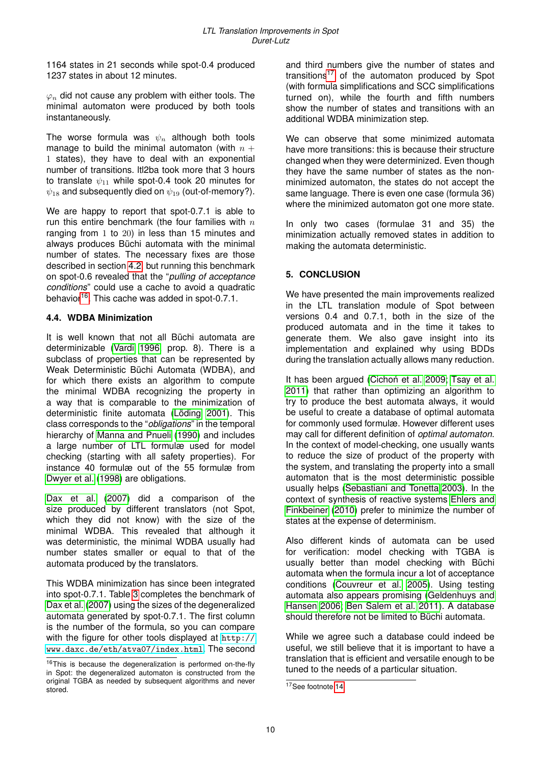1164 states in 21 seconds while spot-0.4 produced 1237 states in about 12 minutes.

$\varphi_n$ did not cause any problem with either tools. The minimal automaton were produced by both tools instantaneously.

The worse formula was $\psi_n$ although both tools manage to build the minimal automaton (with $n+1$ states), they have to deal with an exponential number of transitions. ltl2ba took more that 3 hours to translate $\psi_{11}$ while spot-0.4 took 20 minutes for $\psi_{18}$ and subsequently died on $\psi_{19}$ (out-of-memory?).

We are happy to report that spot-0.7.1 is able to run this entire benchmark (the four families with $n$ ranging from 1 to 20) in less than 15 minutes and always produces Büchi automata with the minimal number of states. The necessary fixes are those described in section 4.2, but running this benchmark on spot-0.6 revealed that the "*pulling of acceptance conditions*" could use a cache to avoid a quadratic behavior[16]. This cache was added in spot-0.7.1.

### 4.4. WDBA Minimization

It is well known that not all Büchi automata are determinizable (Vardi 1996, prop. 8). There is a subclass of properties that can be represented by Weak Deterministic Büchi Automata (WDBA), and for which there exists an algorithm to compute the minimal WDBA recognizing the property in a way that is comparable to the minimization of deterministic finite automata (Löding 2001). This class corresponds to the "*obligations*" in the temporal hierarchy of Manna and Pnueli (1990) and includes a large number of LTL formulæ used for model checking (starting with all safety properties). For instance 40 formulæ out of the 55 formulæ from Dwyer et al. (1998) are obligations.

Dax et al. (2007) did a comparison of the size produced by different translators (not Spot, which they did not know) with the size of the minimal WDBA. This revealed that although it was deterministic, the minimal WDBA usually had number states smaller or equal to that of the automata produced by the translators.

This WDBA minimization has since been integrated into spot-0.7.1. Table 3 completes the benchmark of Dax et al. (2007) using the sizes of the degeneralized automata generated by spot-0.7.1. The first column is the number of the formula, so you can compare with the figure for other tools displayed at http://www.daxc.de/eth/atva07/index.html. The second and third numbers give the number of states and transitions[17] of the automaton produced by Spot (with formula simplifications and SCC simplifications turned on), while the fourth and fifth numbers show the number of states and transitions with an additional WDBA minimization step.

We can observe that some minimized automata have more transitions: this is because their structure changed when they were determinized. Even though they have the same number of states as the non-minimized automaton, the states do not accept the same language. There is even one case (formula 36) where the minimized automaton got one more state.

In only two cases (formulae 31 and 35) the minimization actually removed states in addition to making the automata deterministic.

## 5. CONCLUSION

We have presented the main improvements realized in the LTL translation module of Spot between versions 0.4 and 0.7.1, both in the size of the produced automata and in the time it takes to generate them. We also gave insight into its implementation and explained why using BDDs during the translation actually allows many reduction.

It has been argued (Cichoń et al. 2009; Tsay et al. 2011) that rather than optimizing an algorithm to try to produce the best automata always, it would be useful to create a database of optimal automata for commonly used formulæ. However different uses may call for different definition of *optimal automaton*. In the context of model-checking, one usually wants to reduce the size of product of the property with the system, and translating the property into a small automaton that is the most deterministic possible usually helps (Sebastiani and Tonetta 2003). In the context of synthesis of reactive systems Ehlers and Finkbeiner (2010) prefer to minimize the number of states at the expense of determinism.

Also different kinds of automata can be used for verification: model checking with TGBA is usually better than model checking with Büchi automata when the formula incur a lot of acceptance conditions (Couvreur et al. 2005). Using testing automata also appears promising (Geldenhuys and Hansen 2006; Ben Salem et al. 2011). A database should therefore not be limited to Büchi automata.

While we agree such a database could indeed be useful, we still believe that it is important to have a translation that is efficient and versatile enough to be tuned to the needs of a particular situation.

[16] This is because the degeneralization is performed on-the-fly in Spot: the degeneralized automaton is constructed from the original TGBA as needed by subsequent algorithms and never stored.

[17] See footnote 14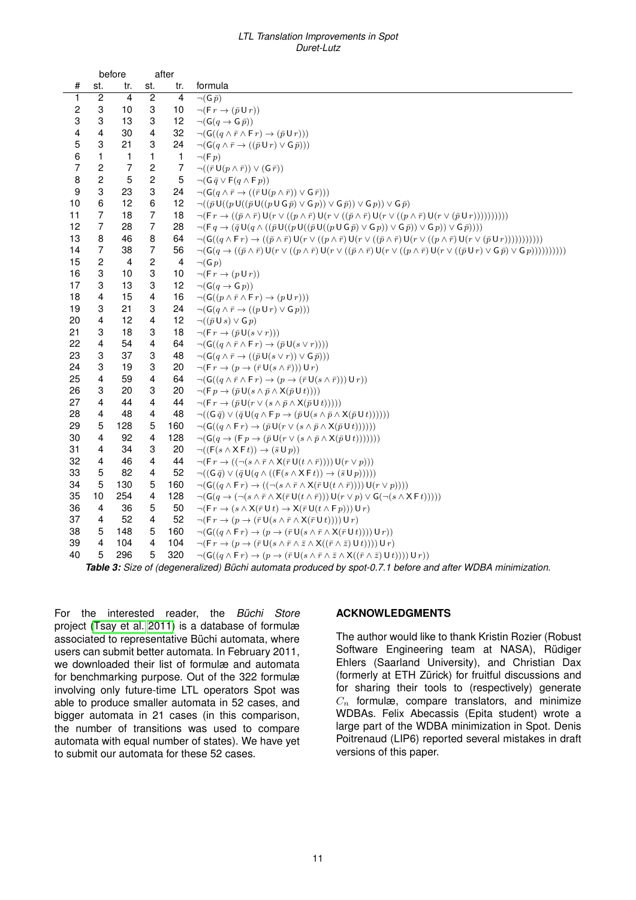| # | before st. | before tr. | after st. | after tr. | formula |
|---|---|---|---|---|---|
| 1 | 2 | 4 | 2 | 4 | $\neg(\mathsf{G}\,\bar{p})$ |
| 2 | 3 | 10 | 3 | 10 | $\neg(\mathsf{F}\,r \rightarrow (\bar{p}\,\mathsf{U}\,r))$ |
| 3 | 3 | 13 | 3 | 12 | $\neg(\mathsf{G}(q \rightarrow \mathsf{G}\,\bar{p}))$ |
| 4 | 4 | 30 | 4 | 32 | $\neg(\mathsf{G}((q \wedge \bar{r} \wedge \mathsf{F}\,r) \rightarrow (\bar{p}\,\mathsf{U}\,r)))$ |
| 5 | 3 | 21 | 3 | 24 | $\neg(\mathsf{G}(q \wedge \bar{r} \rightarrow ((\bar{p}\,\mathsf{U}\,r) \vee \mathsf{G}\,\bar{p})))$ |
| 6 | 1 | 1 | 1 | 1 | $\neg(\mathsf{F}\,p)$ |
| 7 | 2 | 7 | 2 | 7 | $\neg((\bar{r}\,\mathsf{U}(p \wedge \bar{r})) \vee (\mathsf{G}\,\bar{r}))$ |
| 8 | 2 | 5 | 2 | 5 | $\neg(\mathsf{G}\,\bar{q} \vee \mathsf{F}(q \wedge \mathsf{F}\,p))$ |
| 9 | 3 | 23 | 3 | 24 | $\neg(\mathsf{G}(q \wedge \bar{r} \rightarrow ((\bar{r}\,\mathsf{U}(p \wedge \bar{r})) \vee \mathsf{G}\,\bar{r})))$ |
| 10 | 6 | 12 | 6 | 12 | $\neg((\bar{p}\,\mathsf{U}((p\,\mathsf{U}((\bar{p}\,\mathsf{U}((p\,\mathsf{U}\,\mathsf{G}\,\bar{p}) \vee \mathsf{G}\,p)) \vee \mathsf{G}\,\bar{p})) \vee \mathsf{G}\,p)) \vee \mathsf{G}\,\bar{p})$ |
| 11 | 7 | 18 | 7 | 18 | $\neg(\mathsf{F}\,r \rightarrow ((\bar{p} \wedge \bar{r})\,\mathsf{U}(r \vee ((p \wedge \bar{r})\,\mathsf{U}(r \vee ((\bar{p} \wedge \bar{r})\,\mathsf{U}(r \vee ((p \wedge \bar{r})\,\mathsf{U}(r \vee (\bar{p}\,\mathsf{U}\,r)))))))))))$ |
| 12 | 7 | 28 | 7 | 28 | $\neg(\mathsf{F}\,q \rightarrow (\bar{q}\,\mathsf{U}(q \wedge ((\bar{p}\,\mathsf{U}(p\,\mathsf{U}((\bar{p}\,\mathsf{U}((p\,\mathsf{U}\,\mathsf{G}\,\bar{p}) \vee \mathsf{G}\,p)) \vee \mathsf{G}\,\bar{p})) \vee \mathsf{G}\,p)) \vee \mathsf{G}\,\bar{p}))))$ |
| 13 | 8 | 46 | 8 | 64 | $\neg(\mathsf{G}((q \wedge \mathsf{F}\,r) \rightarrow ((\bar{p} \wedge \bar{r})\,\mathsf{U}(r \vee ((p \wedge \bar{r})\,\mathsf{U}(r \vee ((\bar{p} \wedge \bar{r})\,\mathsf{U}(r \vee ((p \wedge \bar{r})\,\mathsf{U}(r \vee (\bar{p}\,\mathsf{U}\,r))))))))))))$ |
| 14 | 7 | 38 | 7 | 56 | $\neg(\mathsf{G}(q \rightarrow ((\bar{p} \wedge \bar{r})\,\mathsf{U}(r \vee ((p \wedge \bar{r})\,\mathsf{U}(r \vee ((\bar{p} \wedge \bar{r})\,\mathsf{U}(r \vee ((p \wedge \bar{r})\,\mathsf{U}(r \vee ((\bar{p}\,\mathsf{U}\,r) \vee \mathsf{G}\,\bar{p}) \vee \mathsf{G}\,p)))))))))))$ |
| 15 | 2 | 4 | 2 | 4 | $\neg(\mathsf{G}\,p)$ |
| 16 | 3 | 10 | 3 | 10 | $\neg(\mathsf{F}\,r \rightarrow (p\,\mathsf{U}\,r))$ |
| 17 | 3 | 13 | 3 | 12 | $\neg(\mathsf{G}(q \rightarrow \mathsf{G}\,p))$ |
| 18 | 4 | 15 | 4 | 16 | $\neg(\mathsf{G}((p \wedge \bar{r} \wedge \mathsf{F}\,r) \rightarrow (p\,\mathsf{U}\,r)))$ |
| 19 | 3 | 21 | 3 | 24 | $\neg(\mathsf{G}(q \wedge \bar{r} \rightarrow ((p\,\mathsf{U}\,r) \vee \mathsf{G}\,p)))$ |
| 20 | 4 | 12 | 4 | 12 | $\neg((\bar{p}\,\mathsf{U}\,s) \vee \mathsf{G}\,p)$ |
| 21 | 3 | 18 | 3 | 18 | $\neg(\mathsf{F}\,r \rightarrow (\bar{p}\,\mathsf{U}(s \vee r)))$ |
| 22 | 4 | 54 | 4 | 64 | $\neg(\mathsf{G}((q \wedge \bar{r} \wedge \mathsf{F}\,r) \rightarrow (\bar{p}\,\mathsf{U}(s \vee r))))$ |
| 23 | 3 | 37 | 3 | 48 | $\neg(\mathsf{G}(q \wedge \bar{r} \rightarrow ((\bar{p}\,\mathsf{U}(s \vee r)) \vee \mathsf{G}\,\bar{p})))$ |
| 24 | 3 | 19 | 3 | 20 | $\neg(\mathsf{F}\,r \rightarrow (p \rightarrow (\bar{r}\,\mathsf{U}(s \wedge \bar{r})))\,\mathsf{U}\,r)$ |
| 25 | 4 | 59 | 4 | 64 | $\neg(\mathsf{G}((q \wedge \bar{r} \wedge \mathsf{F}\,r) \rightarrow (p \rightarrow (\bar{r}\,\mathsf{U}(s \wedge \bar{r})))\,\mathsf{U}\,r))$ |
| 26 | 3 | 20 | 3 | 20 | $\neg(\mathsf{F}\,p \rightarrow (\bar{p}\,\mathsf{U}(s \wedge \bar{p} \wedge \mathsf{X}(\bar{p}\,\mathsf{U}\,t))))$ |
| 27 | 4 | 44 | 4 | 44 | $\neg(\mathsf{F}\,r \rightarrow (\bar{p}\,\mathsf{U}(r \vee (s \wedge \bar{p} \wedge \mathsf{X}(\bar{p}\,\mathsf{U}\,t)))))$ |
| 28 | 4 | 48 | 4 | 48 | $\neg((\mathsf{G}\,\bar{q}) \vee (\bar{q}\,\mathsf{U}(q \wedge \mathsf{F}\,p \rightarrow (\bar{p}\,\mathsf{U}(s \wedge \bar{p} \wedge \mathsf{X}(\bar{p}\,\mathsf{U}\,t))))))$ |
| 29 | 5 | 128 | 5 | 160 | $\neg(\mathsf{G}((q \wedge \mathsf{F}\,r) \rightarrow (\bar{p}\,\mathsf{U}(r \vee (s \wedge \bar{p} \wedge \mathsf{X}(\bar{p}\,\mathsf{U}\,t))))))$ |
| 30 | 4 | 92 | 4 | 128 | $\neg(\mathsf{G}(q \rightarrow (\mathsf{F}\,p \rightarrow (\bar{p}\,\mathsf{U}(r \vee (s \wedge \bar{p} \wedge \mathsf{X}(\bar{p}\,\mathsf{U}\,t)))))))$ |
| 31 | 4 | 34 | 3 | 20 | $\neg((\mathsf{F}(s \wedge \mathsf{X}\,\mathsf{F}\,t)) \rightarrow (\bar{s}\,\mathsf{U}\,p))$ |
| 32 | 4 | 46 | 4 | 44 | $\neg(\mathsf{F}\,r \rightarrow ((\neg(s \wedge \bar{r} \wedge \mathsf{X}(\bar{r}\,\mathsf{U}(t \wedge \bar{r}))))\,\mathsf{U}(r \vee p)))$ |
| 33 | 5 | 82 | 4 | 52 | $\neg((\mathsf{G}\,\bar{q}) \vee (\bar{q}\,\mathsf{U}(q \wedge ((\mathsf{F}(s \wedge \mathsf{X}\,\mathsf{F}\,t)) \rightarrow (\bar{s}\,\mathsf{U}\,p)))))$ |
| 34 | 5 | 130 | 5 | 160 | $\neg(\mathsf{G}((q \wedge \mathsf{F}\,r) \rightarrow ((\neg(s \wedge \bar{r} \wedge \mathsf{X}(\bar{r}\,\mathsf{U}(t \wedge \bar{r}))))\,\mathsf{U}(r \vee p))))$ |
| 35 | 10 | 254 | 4 | 128 | $\neg(\mathsf{G}(q \rightarrow (\neg(s \wedge \bar{r} \wedge \mathsf{X}(\bar{r}\,\mathsf{U}(t \wedge \bar{r})))\,\mathsf{U}(r \vee p) \vee \mathsf{G}(\neg(s \wedge \mathsf{X}\,\mathsf{F}\,t)))))$ |
| 36 | 4 | 36 | 5 | 50 | $\neg(\mathsf{F}\,r \rightarrow (s \wedge \mathsf{X}(\bar{r}\,\mathsf{U}\,t) \rightarrow \mathsf{X}(\bar{r}\,\mathsf{U}(t \wedge \mathsf{F}\,p)))\,\mathsf{U}\,r)$ |
| 37 | 4 | 52 | 4 | 52 | $\neg(\mathsf{F}\,r \rightarrow (p \rightarrow (\bar{r}\,\mathsf{U}(s \wedge \bar{r} \wedge \mathsf{X}(\bar{r}\,\mathsf{U}\,t))))\,\mathsf{U}\,r)$ |
| 38 | 5 | 148 | 5 | 160 | $\neg(\mathsf{G}((q \wedge \mathsf{F}\,r) \rightarrow (p \rightarrow (\bar{r}\,\mathsf{U}(s \wedge \bar{r} \wedge \mathsf{X}(\bar{r}\,\mathsf{U}\,t))))\,\mathsf{U}\,r))$ |
| 39 | 4 | 104 | 4 | 104 | $\neg(\mathsf{F}\,r \rightarrow (p \rightarrow (\bar{r}\,\mathsf{U}(s \wedge \bar{r} \wedge \bar{z} \wedge \mathsf{X}((\bar{r} \wedge \bar{z})\,\mathsf{U}\,t))))\,\mathsf{U}\,r)$ |
| 40 | 5 | 296 | 5 | 320 | $\neg(\mathsf{G}((q \wedge \mathsf{F}\,r) \rightarrow (p \rightarrow (\bar{r}\,\mathsf{U}(s \wedge \bar{r} \wedge \bar{z} \wedge \mathsf{X}((\bar{r} \wedge \bar{z})\,\mathsf{U}\,t))))\,\mathsf{U}\,r))$ |

***Table 3:** Size of (degeneralized) Büchi automata produced by spot-0.7.1 before and after WDBA minimization.*

For the interested reader, the *Büchi Store* project (Tsay et al. 2011) is a database of formulæ associated to representative Büchi automata, where users can submit better automata. In February 2011, we downloaded their list of formulæ and automata for benchmarking purpose. Out of the 322 formulæ involving only future-time LTL operators Spot was able to produce smaller automata in 52 cases, and bigger automata in 21 cases (in this comparison, the number of transitions was used to compare automata with equal number of states). We have yet to submit our automata for these 52 cases.

## ACKNOWLEDGMENTS

The author would like to thank Kristin Rozier (Robust Software Engineering team at NASA), Rüdiger Ehlers (Saarland University), and Christian Dax (formerly at ETH Zürick) for fruitful discussions and for sharing their tools to (respectively) generate $C_n$ formulæ, compare translators, and minimize WDBAs. Felix Abecassis (Epita student) wrote a large part of the WDBA minimization in Spot. Denis Poitrenaud (LIP6) reported several mistakes in draft versions of this paper.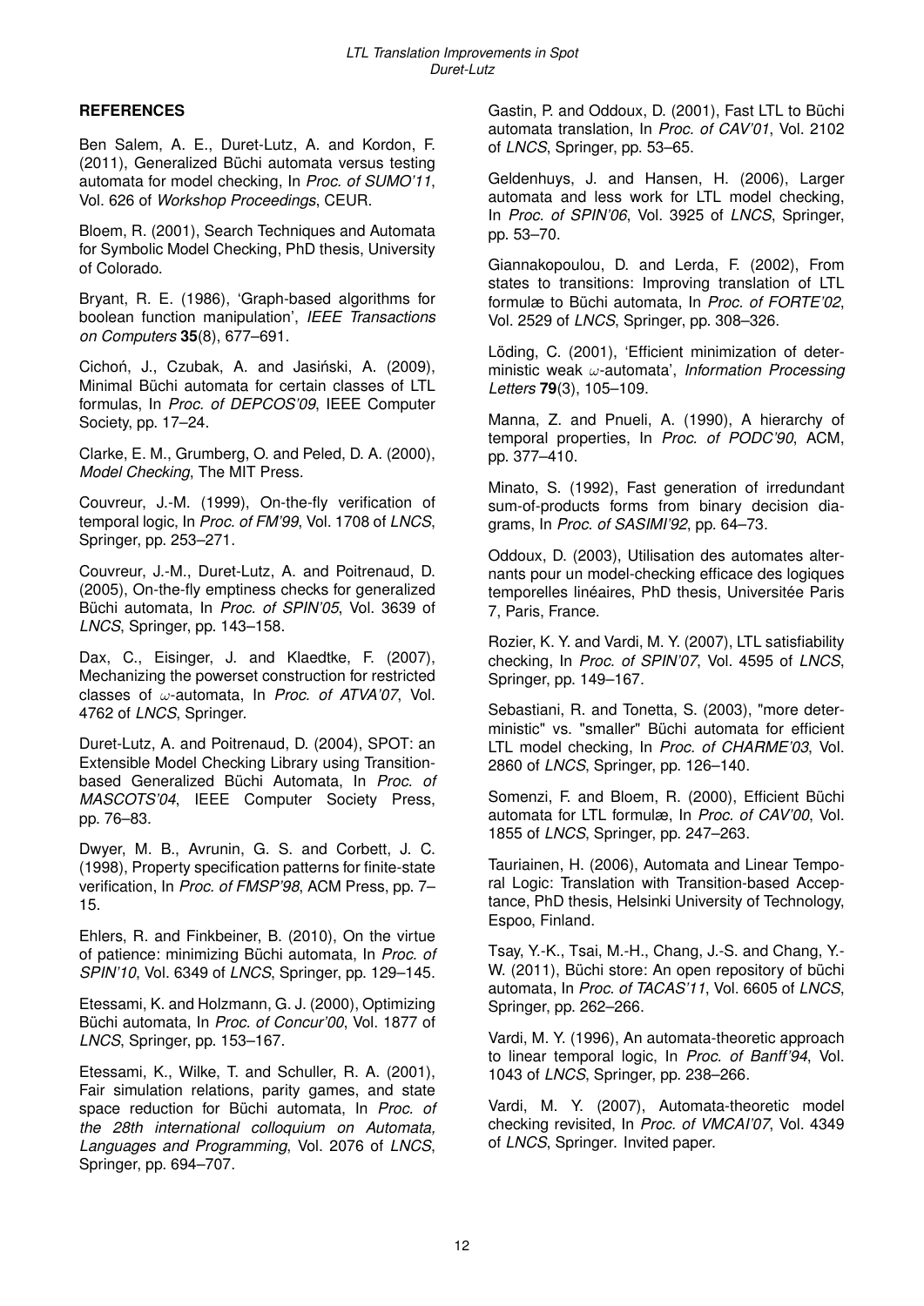### REFERENCES

Ben Salem, A. E., Duret-Lutz, A. and Kordon, F. (2011), Generalized Büchi automata versus testing automata for model checking, In *Proc. of SUMO'11*, Vol. 626 of *Workshop Proceedings*, CEUR.

Bloem, R. (2001), Search Techniques and Automata for Symbolic Model Checking, PhD thesis, University of Colorado.

Bryant, R. E. (1986), 'Graph-based algorithms for boolean function manipulation', *IEEE Transactions on Computers* **35**(8), 677–691.

Cichoń, J., Czubak, A. and Jasiński, A. (2009), Minimal Büchi automata for certain classes of LTL formulas, In *Proc. of DEPCOS'09*, IEEE Computer Society, pp. 17–24.

Clarke, E. M., Grumberg, O. and Peled, D. A. (2000), *Model Checking*, The MIT Press.

Couvreur, J.-M. (1999), On-the-fly verification of temporal logic, In *Proc. of FM'99*, Vol. 1708 of *LNCS*, Springer, pp. 253–271.

Couvreur, J.-M., Duret-Lutz, A. and Poitrenaud, D. (2005), On-the-fly emptiness checks for generalized Büchi automata, In *Proc. of SPIN'05*, Vol. 3639 of *LNCS*, Springer, pp. 143–158.

Dax, C., Eisinger, J. and Klaedtke, F. (2007), Mechanizing the powerset construction for restricted classes of $\omega$-automata, In *Proc. of ATVA'07*, Vol. 4762 of *LNCS*, Springer.

Duret-Lutz, A. and Poitrenaud, D. (2004), SPOT: an Extensible Model Checking Library using Transition-based Generalized Büchi Automata, In *Proc. of MASCOTS'04*, IEEE Computer Society Press, pp. 76–83.

Dwyer, M. B., Avrunin, G. S. and Corbett, J. C. (1998), Property specification patterns for finite-state verification, In *Proc. of FMSP'98*, ACM Press, pp. 7–15.

Ehlers, R. and Finkbeiner, B. (2010), On the virtue of patience: minimizing Büchi automata, In *Proc. of SPIN'10*, Vol. 6349 of *LNCS*, Springer, pp. 129–145.

Etessami, K. and Holzmann, G. J. (2000), Optimizing Büchi automata, In *Proc. of Concur'00*, Vol. 1877 of *LNCS*, Springer, pp. 153–167.

Etessami, K., Wilke, T. and Schuller, R. A. (2001), Fair simulation relations, parity games, and state space reduction for Büchi automata, In *Proc. of the 28th international colloquium on Automata, Languages and Programming*, Vol. 2076 of *LNCS*, Springer, pp. 694–707.

Gastin, P. and Oddoux, D. (2001), Fast LTL to Büchi automata translation, In *Proc. of CAV'01*, Vol. 2102 of *LNCS*, Springer, pp. 53–65.

Geldenhuys, J. and Hansen, H. (2006), Larger automata and less work for LTL model checking, In *Proc. of SPIN'06*, Vol. 3925 of *LNCS*, Springer, pp. 53–70.

Giannakopoulou, D. and Lerda, F. (2002), From states to transitions: Improving translation of LTL formulæ to Büchi automata, In *Proc. of FORTE'02*, Vol. 2529 of *LNCS*, Springer, pp. 308–326.

Löding, C. (2001), 'Efficient minimization of deterministic weak $\omega$-automata', *Information Processing Letters* **79**(3), 105–109.

Manna, Z. and Pnueli, A. (1990), A hierarchy of temporal properties, In *Proc. of PODC'90*, ACM, pp. 377–410.

Minato, S. (1992), Fast generation of irredundant sum-of-products forms from binary decision diagrams, In *Proc. of SASIMI'92*, pp. 64–73.

Oddoux, D. (2003), Utilisation des automates alternants pour un model-checking efficace des logiques temporelles linéaires, PhD thesis, Universitée Paris 7, Paris, France.

Rozier, K. Y. and Vardi, M. Y. (2007), LTL satisfiability checking, In *Proc. of SPIN'07*, Vol. 4595 of *LNCS*, Springer, pp. 149–167.

Sebastiani, R. and Tonetta, S. (2003), "more deterministic" vs. "smaller" Büchi automata for efficient LTL model checking, In *Proc. of CHARME'03*, Vol. 2860 of *LNCS*, Springer, pp. 126–140.

Somenzi, F. and Bloem, R. (2000), Efficient Büchi automata for LTL formulæ, In *Proc. of CAV'00*, Vol. 1855 of *LNCS*, Springer, pp. 247–263.

Tauriainen, H. (2006), Automata and Linear Temporal Logic: Translation with Transition-based Acceptance, PhD thesis, Helsinki University of Technology, Espoo, Finland.

Tsay, Y.-K., Tsai, M.-H., Chang, J.-S. and Chang, Y.-W. (2011), Büchi store: An open repository of büchi automata, In *Proc. of TACAS'11*, Vol. 6605 of *LNCS*, Springer, pp. 262–266.

Vardi, M. Y. (1996), An automata-theoretic approach to linear temporal logic, In *Proc. of Banff'94*, Vol. 1043 of *LNCS*, Springer, pp. 238–266.

Vardi, M. Y. (2007), Automata-theoretic model checking revisited, In *Proc. of VMCAI'07*, Vol. 4349 of *LNCS*, Springer. Invited paper.